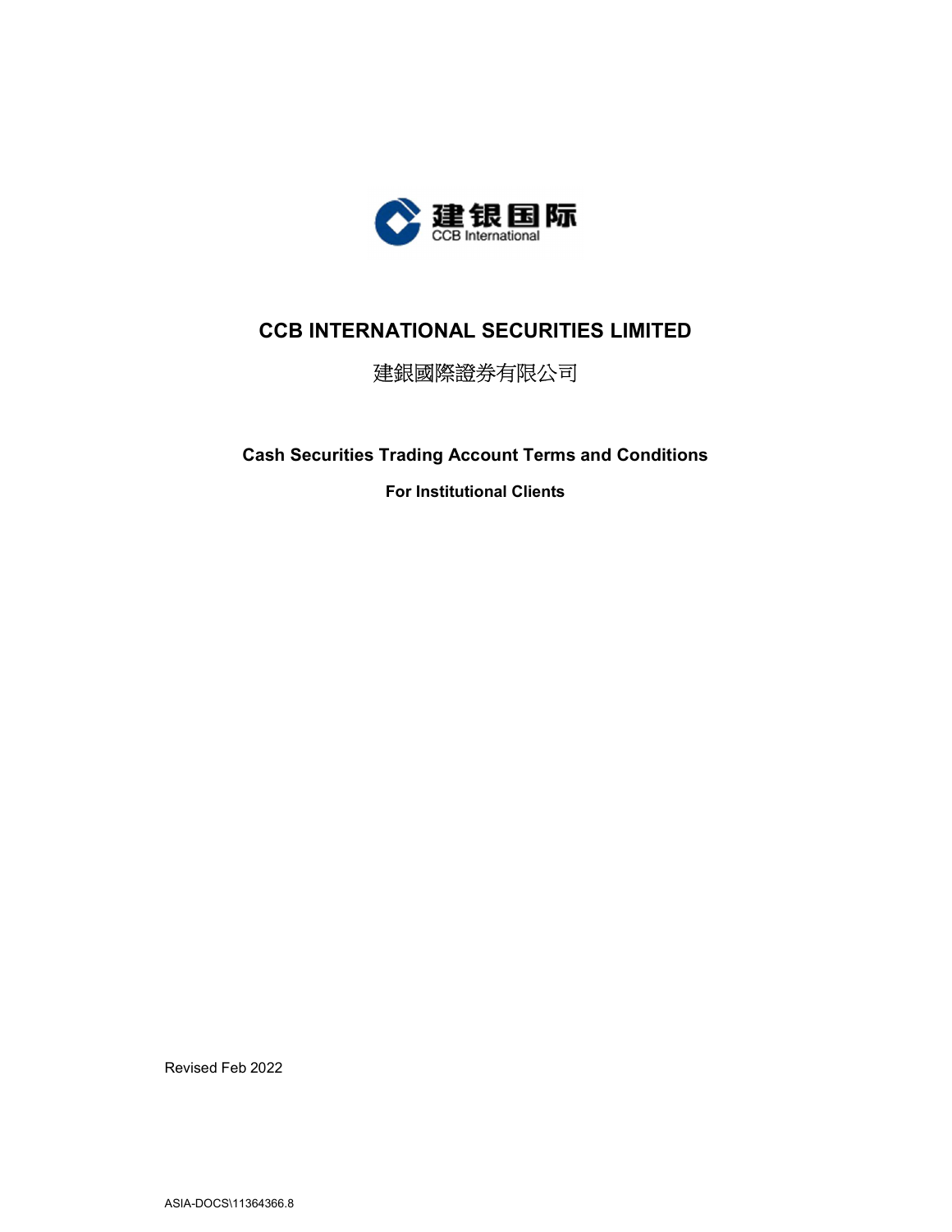建银国际
CCB International

# CCB INTERNATIONAL SECURITIES LIMITED

建銀國際證券有限公司

## Cash Securities Trading Account Terms and Conditions

**For Institutional Clients**

Revised Feb 2022

ASIA-DOCS\11364366.8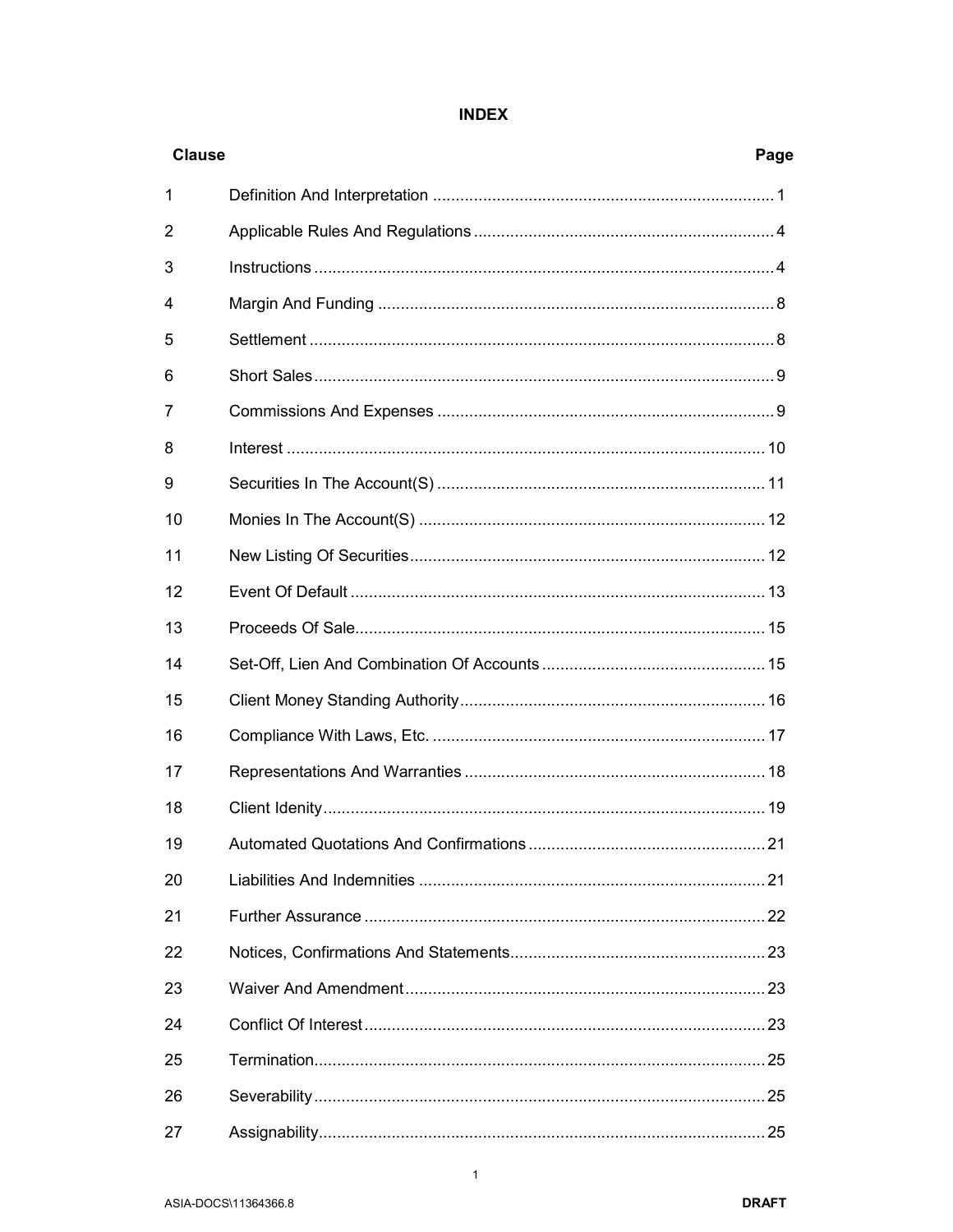# INDEX

| Clause | | Page |
|---|---|---|
| 1 | Definition And Interpretation | 1 |
| 2 | Applicable Rules And Regulations | 4 |
| 3 | Instructions | 4 |
| 4 | Margin And Funding | 8 |
| 5 | Settlement | 8 |
| 6 | Short Sales | 9 |
| 7 | Commissions And Expenses | 9 |
| 8 | Interest | 10 |
| 9 | Securities In The Account(S) | 11 |
| 10 | Monies In The Account(S) | 12 |
| 11 | New Listing Of Securities | 12 |
| 12 | Event Of Default | 13 |
| 13 | Proceeds Of Sale | 15 |
| 14 | Set-Off, Lien And Combination Of Accounts | 15 |
| 15 | Client Money Standing Authority | 16 |
| 16 | Compliance With Laws, Etc. | 17 |
| 17 | Representations And Warranties | 18 |
| 18 | Client Idenity | 19 |
| 19 | Automated Quotations And Confirmations | 21 |
| 20 | Liabilities And Indemnities | 21 |
| 21 | Further Assurance | 22 |
| 22 | Notices, Confirmations And Statements | 23 |
| 23 | Waiver And Amendment | 23 |
| 24 | Conflict Of Interest | 23 |
| 25 | Termination | 25 |
| 26 | Severability | 25 |
| 27 | Assignability | 25 |

ASIA-DOCS\11364366.8 DRAFT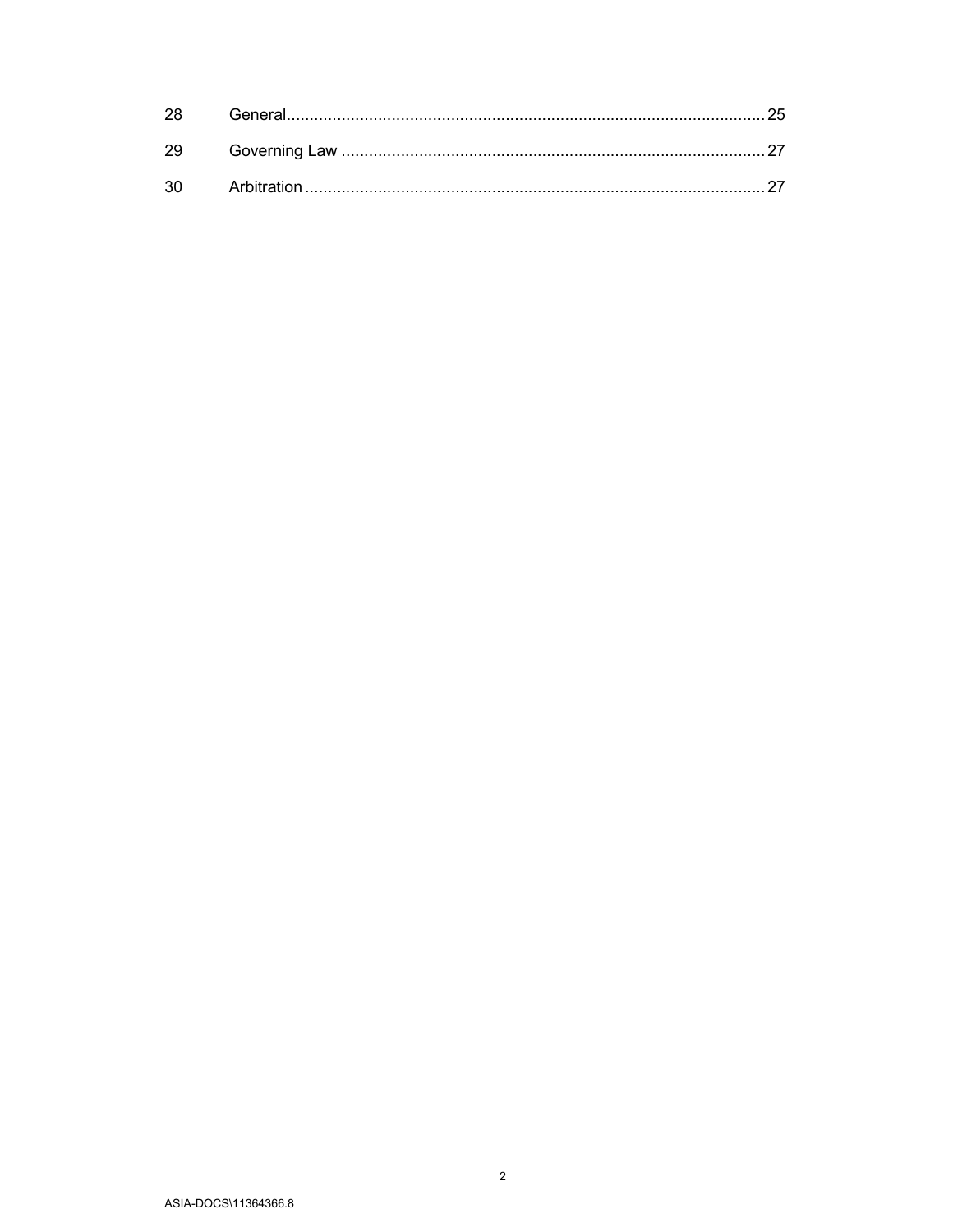| | | |
|---|---|---|
| 28 | General | 25 |
| 29 | Governing Law | 27 |
| 30 | Arbitration | 27 |

ASIA-DOCS\11364366.8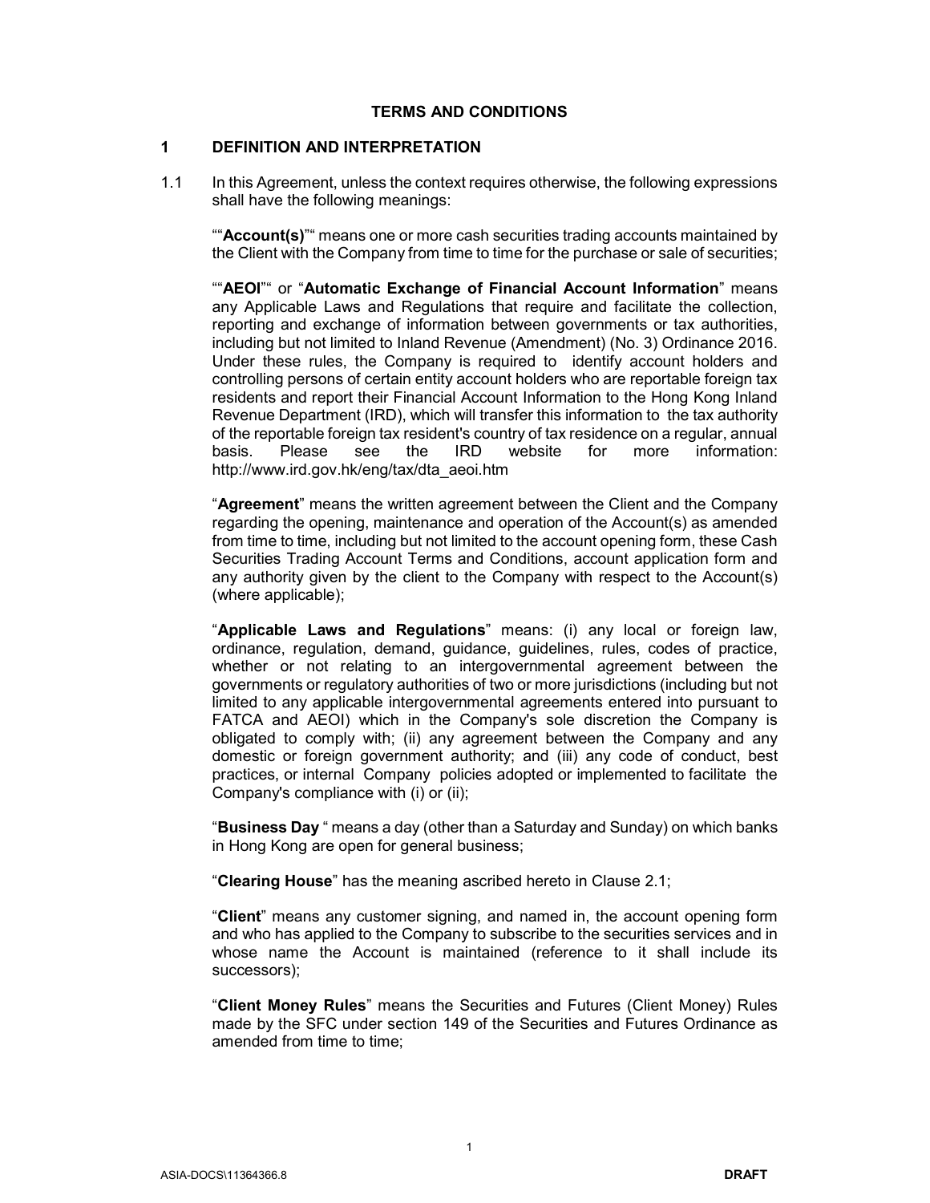**TERMS AND CONDITIONS**

## 1 DEFINITION AND INTERPRETATION

1.1 In this Agreement, unless the context requires otherwise, the following expressions shall have the following meanings:

""**Account(s)**"" means one or more cash securities trading accounts maintained by the Client with the Company from time to time for the purchase or sale of securities;

""**AEOI**"" or "**Automatic Exchange of Financial Account Information**" means any Applicable Laws and Regulations that require and facilitate the collection, reporting and exchange of information between governments or tax authorities, including but not limited to Inland Revenue (Amendment) (No. 3) Ordinance 2016. Under these rules, the Company is required to identify account holders and controlling persons of certain entity account holders who are reportable foreign tax residents and report their Financial Account Information to the Hong Kong Inland Revenue Department (IRD), which will transfer this information to the tax authority of the reportable foreign tax resident's country of tax residence on a regular, annual basis. Please see the IRD website for more information: http://www.ird.gov.hk/eng/tax/dta_aeoi.htm

"**Agreement**" means the written agreement between the Client and the Company regarding the opening, maintenance and operation of the Account(s) as amended from time to time, including but not limited to the account opening form, these Cash Securities Trading Account Terms and Conditions, account application form and any authority given by the client to the Company with respect to the Account(s) (where applicable);

"**Applicable Laws and Regulations**" means: (i) any local or foreign law, ordinance, regulation, demand, guidance, guidelines, rules, codes of practice, whether or not relating to an intergovernmental agreement between the governments or regulatory authorities of two or more jurisdictions (including but not limited to any applicable intergovernmental agreements entered into pursuant to FATCA and AEOI) which in the Company's sole discretion the Company is obligated to comply with; (ii) any agreement between the Company and any domestic or foreign government authority; and (iii) any code of conduct, best practices, or internal Company policies adopted or implemented to facilitate the Company's compliance with (i) or (ii);

"**Business Day** " means a day (other than a Saturday and Sunday) on which banks in Hong Kong are open for general business;

"**Clearing House**" has the meaning ascribed hereto in Clause 2.1;

"**Client**" means any customer signing, and named in, the account opening form and who has applied to the Company to subscribe to the securities services and in whose name the Account is maintained (reference to it shall include its successors);

"**Client Money Rules**" means the Securities and Futures (Client Money) Rules made by the SFC under section 149 of the Securities and Futures Ordinance as amended from time to time;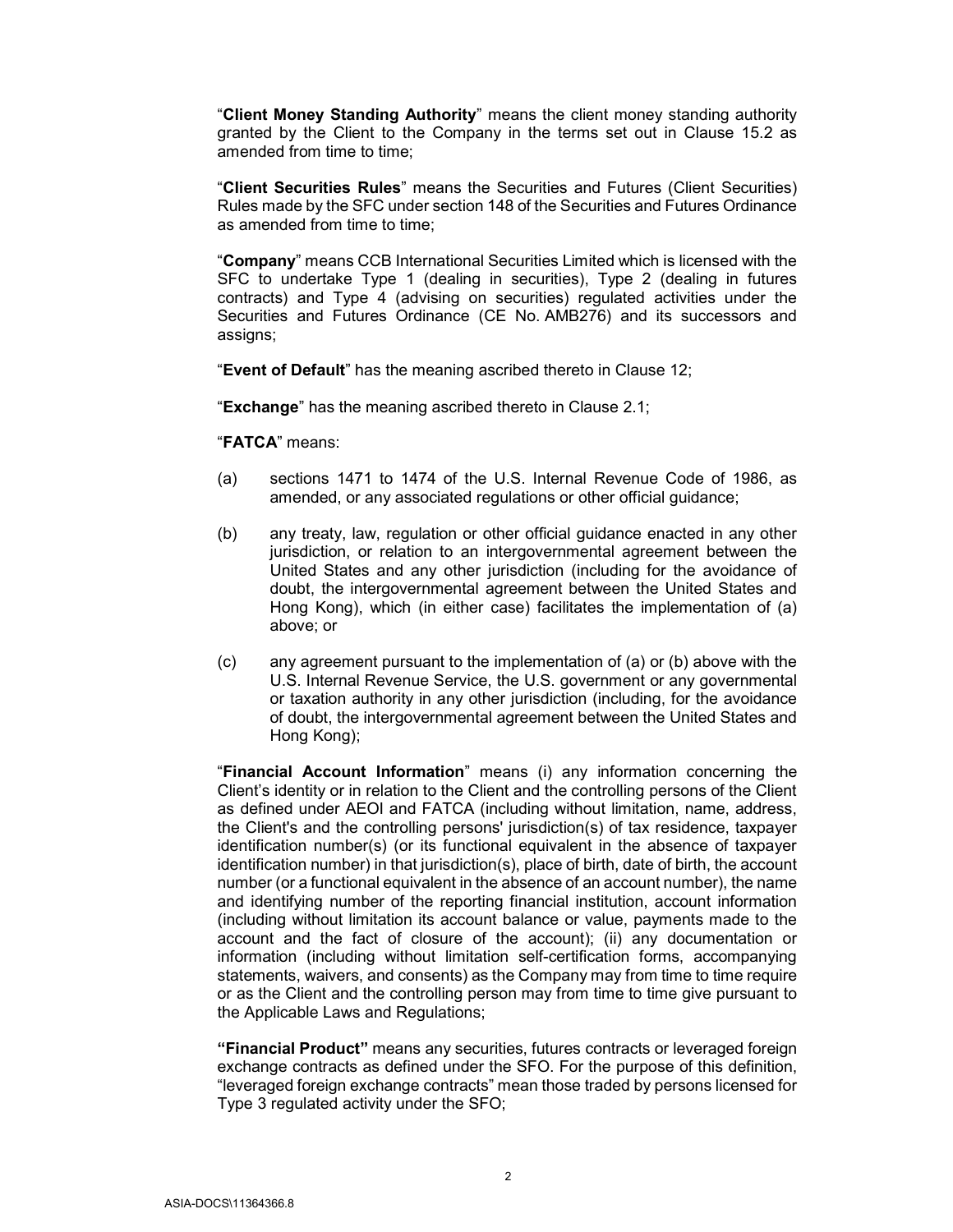"**Client Money Standing Authority**" means the client money standing authority granted by the Client to the Company in the terms set out in Clause 15.2 as amended from time to time;

"**Client Securities Rules**" means the Securities and Futures (Client Securities) Rules made by the SFC under section 148 of the Securities and Futures Ordinance as amended from time to time;

"**Company**" means CCB International Securities Limited which is licensed with the SFC to undertake Type 1 (dealing in securities), Type 2 (dealing in futures contracts) and Type 4 (advising on securities) regulated activities under the Securities and Futures Ordinance (CE No. AMB276) and its successors and assigns;

"**Event of Default**" has the meaning ascribed thereto in Clause 12;

"**Exchange**" has the meaning ascribed thereto in Clause 2.1;

"**FATCA**" means:

(a) sections 1471 to 1474 of the U.S. Internal Revenue Code of 1986, as amended, or any associated regulations or other official guidance;

(b) any treaty, law, regulation or other official guidance enacted in any other jurisdiction, or relation to an intergovernmental agreement between the United States and any other jurisdiction (including for the avoidance of doubt, the intergovernmental agreement between the United States and Hong Kong), which (in either case) facilitates the implementation of (a) above; or

(c) any agreement pursuant to the implementation of (a) or (b) above with the U.S. Internal Revenue Service, the U.S. government or any governmental or taxation authority in any other jurisdiction (including, for the avoidance of doubt, the intergovernmental agreement between the United States and Hong Kong);

"**Financial Account Information**" means (i) any information concerning the Client's identity or in relation to the Client and the controlling persons of the Client as defined under AEOI and FATCA (including without limitation, name, address, the Client's and the controlling persons' jurisdiction(s) of tax residence, taxpayer identification number(s) (or its functional equivalent in the absence of taxpayer identification number) in that jurisdiction(s), place of birth, date of birth, the account number (or a functional equivalent in the absence of an account number), the name and identifying number of the reporting financial institution, account information (including without limitation its account balance or value, payments made to the account and the fact of closure of the account); (ii) any documentation or information (including without limitation self-certification forms, accompanying statements, waivers, and consents) as the Company may from time to time require or as the Client and the controlling person may from time to time give pursuant to the Applicable Laws and Regulations;

**"Financial Product"** means any securities, futures contracts or leveraged foreign exchange contracts as defined under the SFO. For the purpose of this definition, "leveraged foreign exchange contracts" mean those traded by persons licensed for Type 3 regulated activity under the SFO;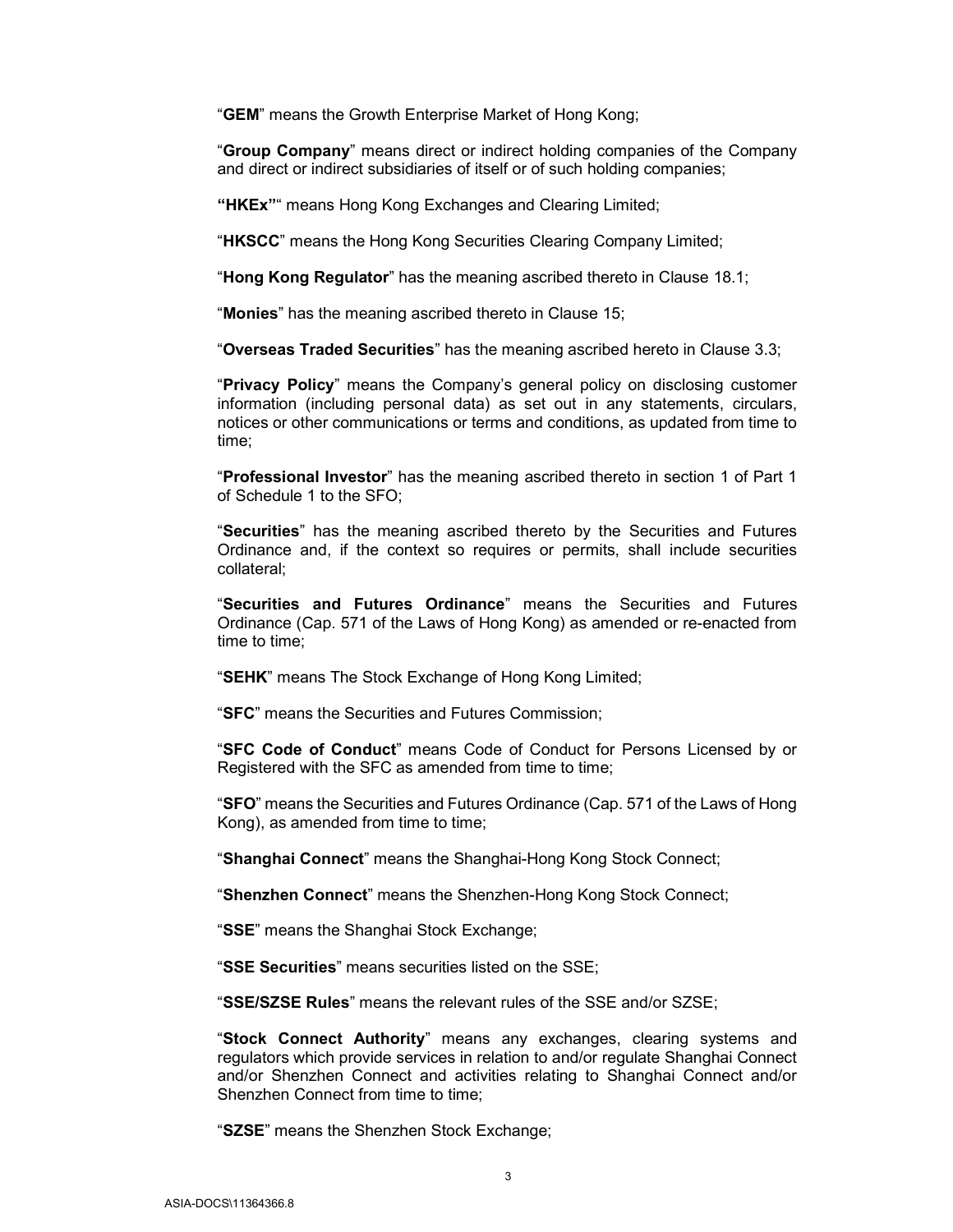"**GEM**" means the Growth Enterprise Market of Hong Kong;

"**Group Company**" means direct or indirect holding companies of the Company and direct or indirect subsidiaries of itself or of such holding companies;

**"HKEx"**" means Hong Kong Exchanges and Clearing Limited;

"**HKSCC**" means the Hong Kong Securities Clearing Company Limited;

"**Hong Kong Regulator**" has the meaning ascribed thereto in Clause 18.1;

"**Monies**" has the meaning ascribed thereto in Clause 15;

"**Overseas Traded Securities**" has the meaning ascribed hereto in Clause 3.3;

"**Privacy Policy**" means the Company's general policy on disclosing customer information (including personal data) as set out in any statements, circulars, notices or other communications or terms and conditions, as updated from time to time;

"**Professional Investor**" has the meaning ascribed thereto in section 1 of Part 1 of Schedule 1 to the SFO;

"**Securities**" has the meaning ascribed thereto by the Securities and Futures Ordinance and, if the context so requires or permits, shall include securities collateral;

"**Securities and Futures Ordinance**" means the Securities and Futures Ordinance (Cap. 571 of the Laws of Hong Kong) as amended or re-enacted from time to time;

"**SEHK**" means The Stock Exchange of Hong Kong Limited;

"**SFC**" means the Securities and Futures Commission;

"**SFC Code of Conduct**" means Code of Conduct for Persons Licensed by or Registered with the SFC as amended from time to time;

"**SFO**" means the Securities and Futures Ordinance (Cap. 571 of the Laws of Hong Kong), as amended from time to time;

"**Shanghai Connect**" means the Shanghai-Hong Kong Stock Connect;

"**Shenzhen Connect**" means the Shenzhen-Hong Kong Stock Connect;

"**SSE**" means the Shanghai Stock Exchange;

"**SSE Securities**" means securities listed on the SSE;

"**SSE/SZSE Rules**" means the relevant rules of the SSE and/or SZSE;

"**Stock Connect Authority**" means any exchanges, clearing systems and regulators which provide services in relation to and/or regulate Shanghai Connect and/or Shenzhen Connect and activities relating to Shanghai Connect and/or Shenzhen Connect from time to time;

"**SZSE**" means the Shenzhen Stock Exchange;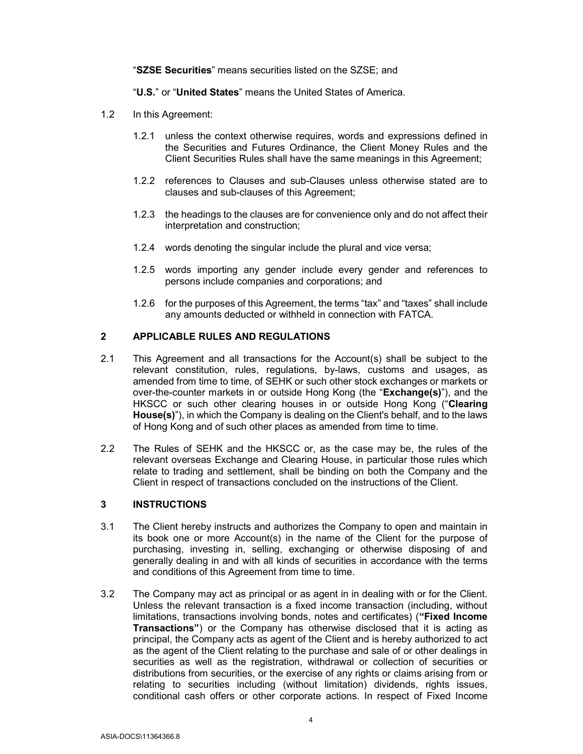"**SZSE Securities**" means securities listed on the SZSE; and

"**U.S.**" or "**United States**" means the United States of America.

1.2 In this Agreement:

1.2.1 unless the context otherwise requires, words and expressions defined in the Securities and Futures Ordinance, the Client Money Rules and the Client Securities Rules shall have the same meanings in this Agreement;

1.2.2 references to Clauses and sub-Clauses unless otherwise stated are to clauses and sub-clauses of this Agreement;

1.2.3 the headings to the clauses are for convenience only and do not affect their interpretation and construction;

1.2.4 words denoting the singular include the plural and vice versa;

1.2.5 words importing any gender include every gender and references to persons include companies and corporations; and

1.2.6 for the purposes of this Agreement, the terms "tax" and "taxes" shall include any amounts deducted or withheld in connection with FATCA.

## 2 APPLICABLE RULES AND REGULATIONS

2.1 This Agreement and all transactions for the Account(s) shall be subject to the relevant constitution, rules, regulations, by-laws, customs and usages, as amended from time to time, of SEHK or such other stock exchanges or markets or over-the-counter markets in or outside Hong Kong (the "**Exchange(s)**"), and the HKSCC or such other clearing houses in or outside Hong Kong ("**Clearing House(s)**"), in which the Company is dealing on the Client's behalf, and to the laws of Hong Kong and of such other places as amended from time to time.

2.2 The Rules of SEHK and the HKSCC or, as the case may be, the rules of the relevant overseas Exchange and Clearing House, in particular those rules which relate to trading and settlement, shall be binding on both the Company and the Client in respect of transactions concluded on the instructions of the Client.

## 3 INSTRUCTIONS

3.1 The Client hereby instructs and authorizes the Company to open and maintain in its book one or more Account(s) in the name of the Client for the purpose of purchasing, investing in, selling, exchanging or otherwise disposing of and generally dealing in and with all kinds of securities in accordance with the terms and conditions of this Agreement from time to time.

3.2 The Company may act as principal or as agent in in dealing with or for the Client. Unless the relevant transaction is a fixed income transaction (including, without limitations, transactions involving bonds, notes and certificates) (**"Fixed Income Transactions"**) or the Company has otherwise disclosed that it is acting as principal, the Company acts as agent of the Client and is hereby authorized to act as the agent of the Client relating to the purchase and sale of or other dealings in securities as well as the registration, withdrawal or collection of securities or distributions from securities, or the exercise of any rights or claims arising from or relating to securities including (without limitation) dividends, rights issues, conditional cash offers or other corporate actions. In respect of Fixed Income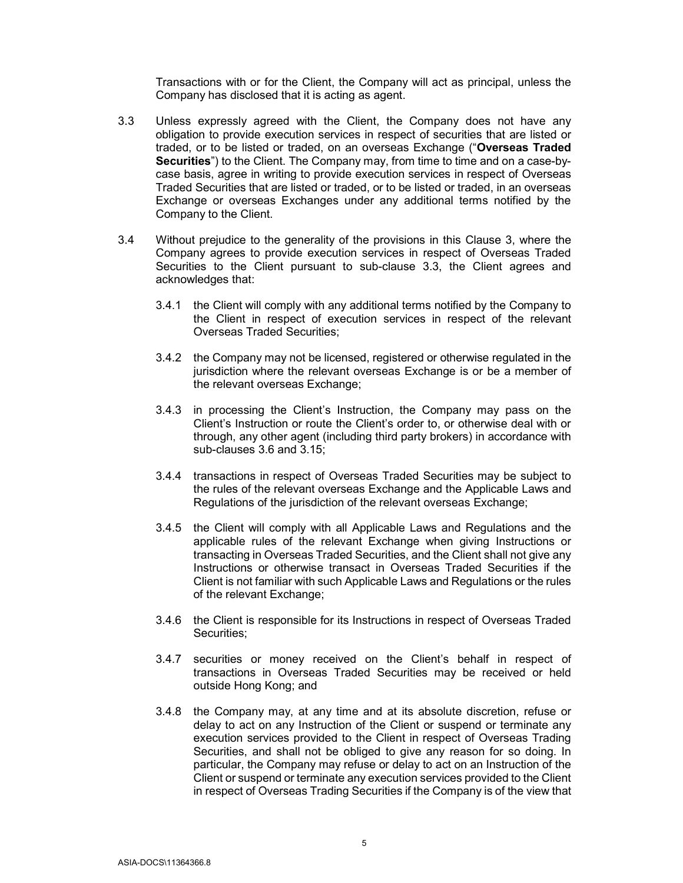Transactions with or for the Client, the Company will act as principal, unless the Company has disclosed that it is acting as agent.

3.3 Unless expressly agreed with the Client, the Company does not have any obligation to provide execution services in respect of securities that are listed or traded, or to be listed or traded, on an overseas Exchange ("**Overseas Traded Securities**") to the Client. The Company may, from time to time and on a case-by-case basis, agree in writing to provide execution services in respect of Overseas Traded Securities that are listed or traded, or to be listed or traded, in an overseas Exchange or overseas Exchanges under any additional terms notified by the Company to the Client.

3.4 Without prejudice to the generality of the provisions in this Clause 3, where the Company agrees to provide execution services in respect of Overseas Traded Securities to the Client pursuant to sub-clause 3.3, the Client agrees and acknowledges that:

3.4.1 the Client will comply with any additional terms notified by the Company to the Client in respect of execution services in respect of the relevant Overseas Traded Securities;

3.4.2 the Company may not be licensed, registered or otherwise regulated in the jurisdiction where the relevant overseas Exchange is or be a member of the relevant overseas Exchange;

3.4.3 in processing the Client's Instruction, the Company may pass on the Client's Instruction or route the Client's order to, or otherwise deal with or through, any other agent (including third party brokers) in accordance with sub-clauses 3.6 and 3.15;

3.4.4 transactions in respect of Overseas Traded Securities may be subject to the rules of the relevant overseas Exchange and the Applicable Laws and Regulations of the jurisdiction of the relevant overseas Exchange;

3.4.5 the Client will comply with all Applicable Laws and Regulations and the applicable rules of the relevant Exchange when giving Instructions or transacting in Overseas Traded Securities, and the Client shall not give any Instructions or otherwise transact in Overseas Traded Securities if the Client is not familiar with such Applicable Laws and Regulations or the rules of the relevant Exchange;

3.4.6 the Client is responsible for its Instructions in respect of Overseas Traded Securities;

3.4.7 securities or money received on the Client's behalf in respect of transactions in Overseas Traded Securities may be received or held outside Hong Kong; and

3.4.8 the Company may, at any time and at its absolute discretion, refuse or delay to act on any Instruction of the Client or suspend or terminate any execution services provided to the Client in respect of Overseas Trading Securities, and shall not be obliged to give any reason for so doing. In particular, the Company may refuse or delay to act on an Instruction of the Client or suspend or terminate any execution services provided to the Client in respect of Overseas Trading Securities if the Company is of the view that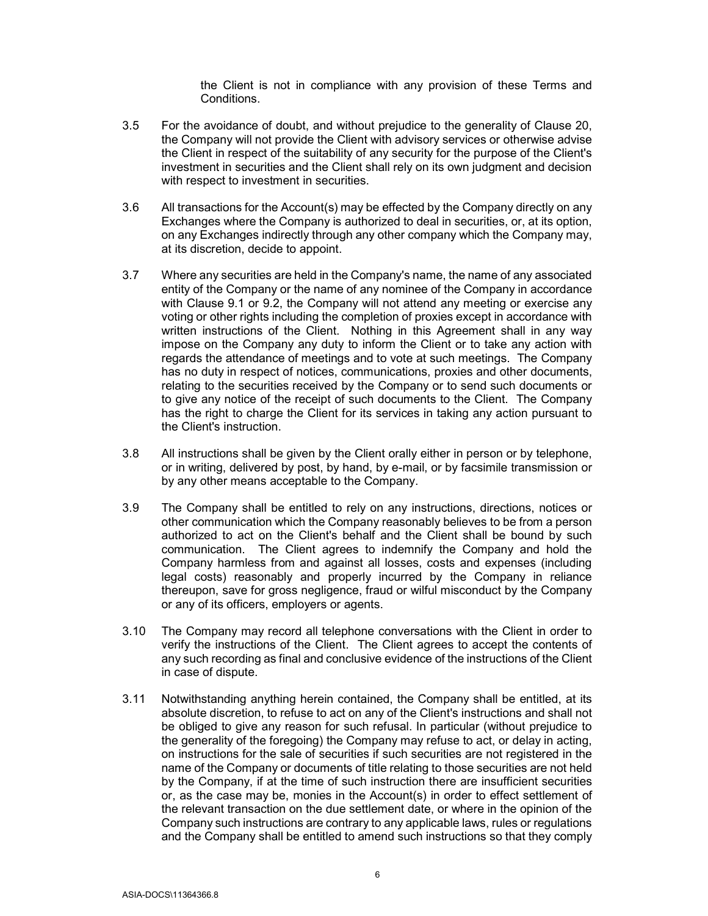the Client is not in compliance with any provision of these Terms and Conditions.

3.5 For the avoidance of doubt, and without prejudice to the generality of Clause 20, the Company will not provide the Client with advisory services or otherwise advise the Client in respect of the suitability of any security for the purpose of the Client's investment in securities and the Client shall rely on its own judgment and decision with respect to investment in securities.

3.6 All transactions for the Account(s) may be effected by the Company directly on any Exchanges where the Company is authorized to deal in securities, or, at its option, on any Exchanges indirectly through any other company which the Company may, at its discretion, decide to appoint.

3.7 Where any securities are held in the Company's name, the name of any associated entity of the Company or the name of any nominee of the Company in accordance with Clause 9.1 or 9.2, the Company will not attend any meeting or exercise any voting or other rights including the completion of proxies except in accordance with written instructions of the Client. Nothing in this Agreement shall in any way impose on the Company any duty to inform the Client or to take any action with regards the attendance of meetings and to vote at such meetings. The Company has no duty in respect of notices, communications, proxies and other documents, relating to the securities received by the Company or to send such documents or to give any notice of the receipt of such documents to the Client. The Company has the right to charge the Client for its services in taking any action pursuant to the Client's instruction.

3.8 All instructions shall be given by the Client orally either in person or by telephone, or in writing, delivered by post, by hand, by e-mail, or by facsimile transmission or by any other means acceptable to the Company.

3.9 The Company shall be entitled to rely on any instructions, directions, notices or other communication which the Company reasonably believes to be from a person authorized to act on the Client's behalf and the Client shall be bound by such communication. The Client agrees to indemnify the Company and hold the Company harmless from and against all losses, costs and expenses (including legal costs) reasonably and properly incurred by the Company in reliance thereupon, save for gross negligence, fraud or wilful misconduct by the Company or any of its officers, employers or agents.

3.10 The Company may record all telephone conversations with the Client in order to verify the instructions of the Client. The Client agrees to accept the contents of any such recording as final and conclusive evidence of the instructions of the Client in case of dispute.

3.11 Notwithstanding anything herein contained, the Company shall be entitled, at its absolute discretion, to refuse to act on any of the Client's instructions and shall not be obliged to give any reason for such refusal. In particular (without prejudice to the generality of the foregoing) the Company may refuse to act, or delay in acting, on instructions for the sale of securities if such securities are not registered in the name of the Company or documents of title relating to those securities are not held by the Company, if at the time of such instruction there are insufficient securities or, as the case may be, monies in the Account(s) in order to effect settlement of the relevant transaction on the due settlement date, or where in the opinion of the Company such instructions are contrary to any applicable laws, rules or regulations and the Company shall be entitled to amend such instructions so that they comply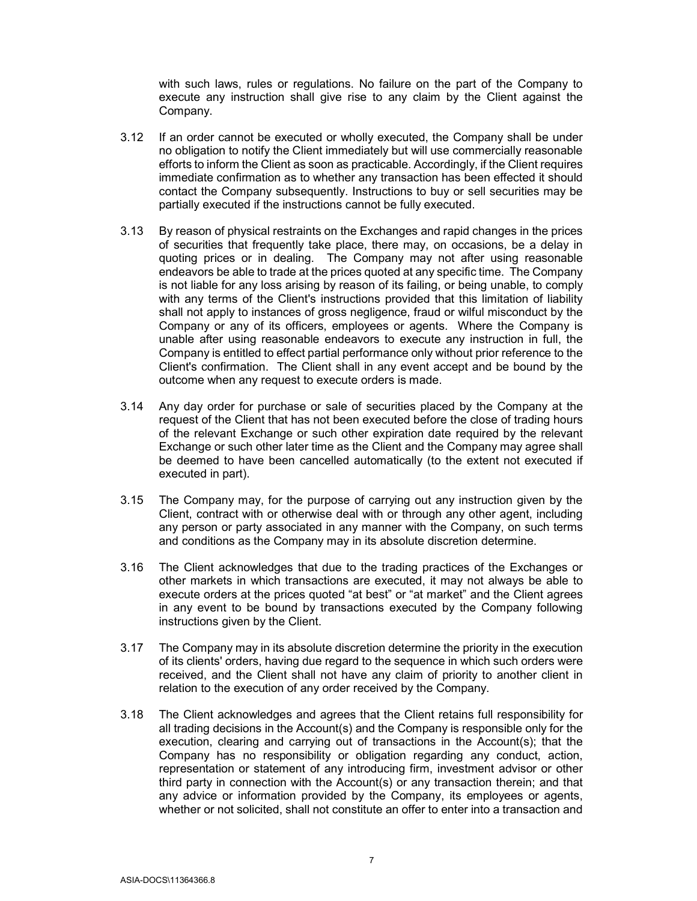with such laws, rules or regulations. No failure on the part of the Company to execute any instruction shall give rise to any claim by the Client against the Company.

3.12 If an order cannot be executed or wholly executed, the Company shall be under no obligation to notify the Client immediately but will use commercially reasonable efforts to inform the Client as soon as practicable. Accordingly, if the Client requires immediate confirmation as to whether any transaction has been effected it should contact the Company subsequently. Instructions to buy or sell securities may be partially executed if the instructions cannot be fully executed.

3.13 By reason of physical restraints on the Exchanges and rapid changes in the prices of securities that frequently take place, there may, on occasions, be a delay in quoting prices or in dealing. The Company may not after using reasonable endeavors be able to trade at the prices quoted at any specific time. The Company is not liable for any loss arising by reason of its failing, or being unable, to comply with any terms of the Client's instructions provided that this limitation of liability shall not apply to instances of gross negligence, fraud or wilful misconduct by the Company or any of its officers, employees or agents. Where the Company is unable after using reasonable endeavors to execute any instruction in full, the Company is entitled to effect partial performance only without prior reference to the Client's confirmation. The Client shall in any event accept and be bound by the outcome when any request to execute orders is made.

3.14 Any day order for purchase or sale of securities placed by the Company at the request of the Client that has not been executed before the close of trading hours of the relevant Exchange or such other expiration date required by the relevant Exchange or such other later time as the Client and the Company may agree shall be deemed to have been cancelled automatically (to the extent not executed if executed in part).

3.15 The Company may, for the purpose of carrying out any instruction given by the Client, contract with or otherwise deal with or through any other agent, including any person or party associated in any manner with the Company, on such terms and conditions as the Company may in its absolute discretion determine.

3.16 The Client acknowledges that due to the trading practices of the Exchanges or other markets in which transactions are executed, it may not always be able to execute orders at the prices quoted "at best" or "at market" and the Client agrees in any event to be bound by transactions executed by the Company following instructions given by the Client.

3.17 The Company may in its absolute discretion determine the priority in the execution of its clients' orders, having due regard to the sequence in which such orders were received, and the Client shall not have any claim of priority to another client in relation to the execution of any order received by the Company.

3.18 The Client acknowledges and agrees that the Client retains full responsibility for all trading decisions in the Account(s) and the Company is responsible only for the execution, clearing and carrying out of transactions in the Account(s); that the Company has no responsibility or obligation regarding any conduct, action, representation or statement of any introducing firm, investment advisor or other third party in connection with the Account(s) or any transaction therein; and that any advice or information provided by the Company, its employees or agents, whether or not solicited, shall not constitute an offer to enter into a transaction and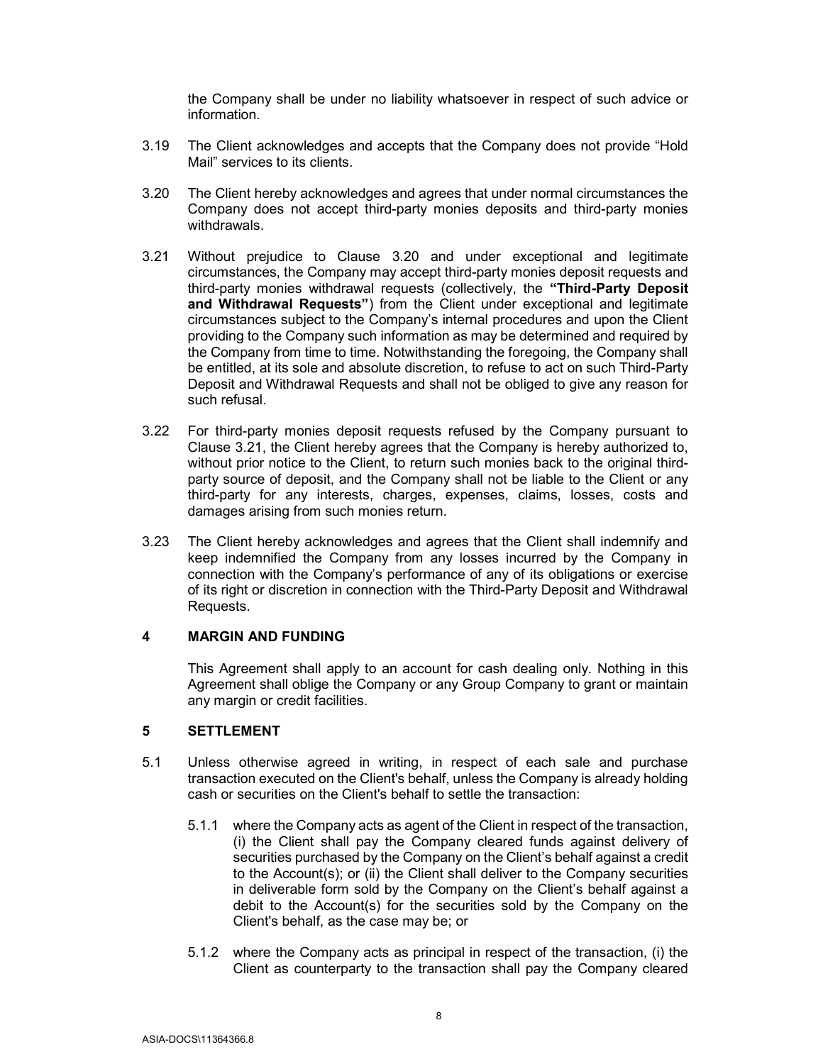the Company shall be under no liability whatsoever in respect of such advice or information.

3.19 The Client acknowledges and accepts that the Company does not provide "Hold Mail" services to its clients.

3.20 The Client hereby acknowledges and agrees that under normal circumstances the Company does not accept third-party monies deposits and third-party monies withdrawals.

3.21 Without prejudice to Clause 3.20 and under exceptional and legitimate circumstances, the Company may accept third-party monies deposit requests and third-party monies withdrawal requests (collectively, the **"Third-Party Deposit and Withdrawal Requests"**) from the Client under exceptional and legitimate circumstances subject to the Company's internal procedures and upon the Client providing to the Company such information as may be determined and required by the Company from time to time. Notwithstanding the foregoing, the Company shall be entitled, at its sole and absolute discretion, to refuse to act on such Third-Party Deposit and Withdrawal Requests and shall not be obliged to give any reason for such refusal.

3.22 For third-party monies deposit requests refused by the Company pursuant to Clause 3.21, the Client hereby agrees that the Company is hereby authorized to, without prior notice to the Client, to return such monies back to the original third-party source of deposit, and the Company shall not be liable to the Client or any third-party for any interests, charges, expenses, claims, losses, costs and damages arising from such monies return.

3.23 The Client hereby acknowledges and agrees that the Client shall indemnify and keep indemnified the Company from any losses incurred by the Company in connection with the Company's performance of any of its obligations or exercise of its right or discretion in connection with the Third-Party Deposit and Withdrawal Requests.

## 4 MARGIN AND FUNDING

This Agreement shall apply to an account for cash dealing only. Nothing in this Agreement shall oblige the Company or any Group Company to grant or maintain any margin or credit facilities.

## 5 SETTLEMENT

5.1 Unless otherwise agreed in writing, in respect of each sale and purchase transaction executed on the Client's behalf, unless the Company is already holding cash or securities on the Client's behalf to settle the transaction:

5.1.1 where the Company acts as agent of the Client in respect of the transaction, (i) the Client shall pay the Company cleared funds against delivery of securities purchased by the Company on the Client's behalf against a credit to the Account(s); or (ii) the Client shall deliver to the Company securities in deliverable form sold by the Company on the Client's behalf against a debit to the Account(s) for the securities sold by the Company on the Client's behalf, as the case may be; or

5.1.2 where the Company acts as principal in respect of the transaction, (i) the Client as counterparty to the transaction shall pay the Company cleared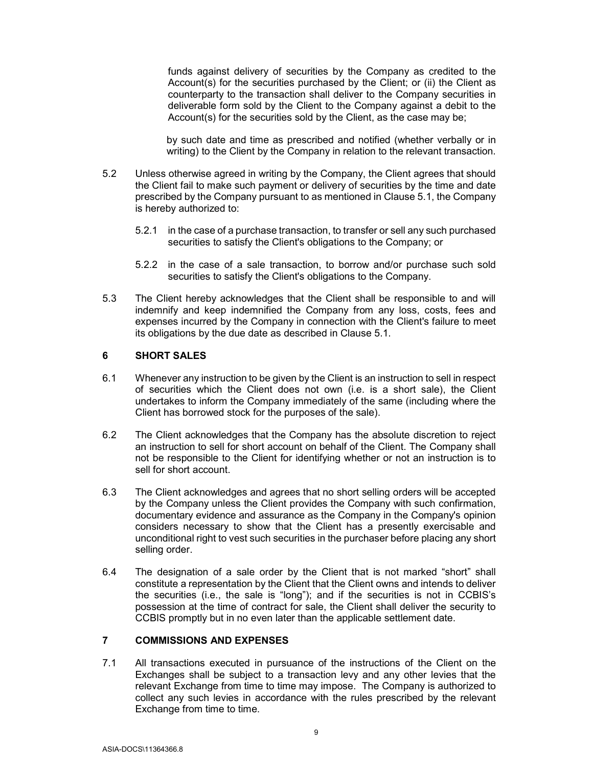funds against delivery of securities by the Company as credited to the Account(s) for the securities purchased by the Client; or (ii) the Client as counterparty to the transaction shall deliver to the Company securities in deliverable form sold by the Client to the Company against a debit to the Account(s) for the securities sold by the Client, as the case may be;

by such date and time as prescribed and notified (whether verbally or in writing) to the Client by the Company in relation to the relevant transaction.

5.2 Unless otherwise agreed in writing by the Company, the Client agrees that should the Client fail to make such payment or delivery of securities by the time and date prescribed by the Company pursuant to as mentioned in Clause 5.1, the Company is hereby authorized to:

5.2.1 in the case of a purchase transaction, to transfer or sell any such purchased securities to satisfy the Client's obligations to the Company; or

5.2.2 in the case of a sale transaction, to borrow and/or purchase such sold securities to satisfy the Client's obligations to the Company.

5.3 The Client hereby acknowledges that the Client shall be responsible to and will indemnify and keep indemnified the Company from any loss, costs, fees and expenses incurred by the Company in connection with the Client's failure to meet its obligations by the due date as described in Clause 5.1.

## 6 SHORT SALES

6.1 Whenever any instruction to be given by the Client is an instruction to sell in respect of securities which the Client does not own (i.e. is a short sale), the Client undertakes to inform the Company immediately of the same (including where the Client has borrowed stock for the purposes of the sale).

6.2 The Client acknowledges that the Company has the absolute discretion to reject an instruction to sell for short account on behalf of the Client. The Company shall not be responsible to the Client for identifying whether or not an instruction is to sell for short account.

6.3 The Client acknowledges and agrees that no short selling orders will be accepted by the Company unless the Client provides the Company with such confirmation, documentary evidence and assurance as the Company in the Company's opinion considers necessary to show that the Client has a presently exercisable and unconditional right to vest such securities in the purchaser before placing any short selling order.

6.4 The designation of a sale order by the Client that is not marked "short" shall constitute a representation by the Client that the Client owns and intends to deliver the securities (i.e., the sale is "long"); and if the securities is not in CCBIS's possession at the time of contract for sale, the Client shall deliver the security to CCBIS promptly but in no even later than the applicable settlement date.

## 7 COMMISSIONS AND EXPENSES

7.1 All transactions executed in pursuance of the instructions of the Client on the Exchanges shall be subject to a transaction levy and any other levies that the relevant Exchange from time to time may impose. The Company is authorized to collect any such levies in accordance with the rules prescribed by the relevant Exchange from time to time.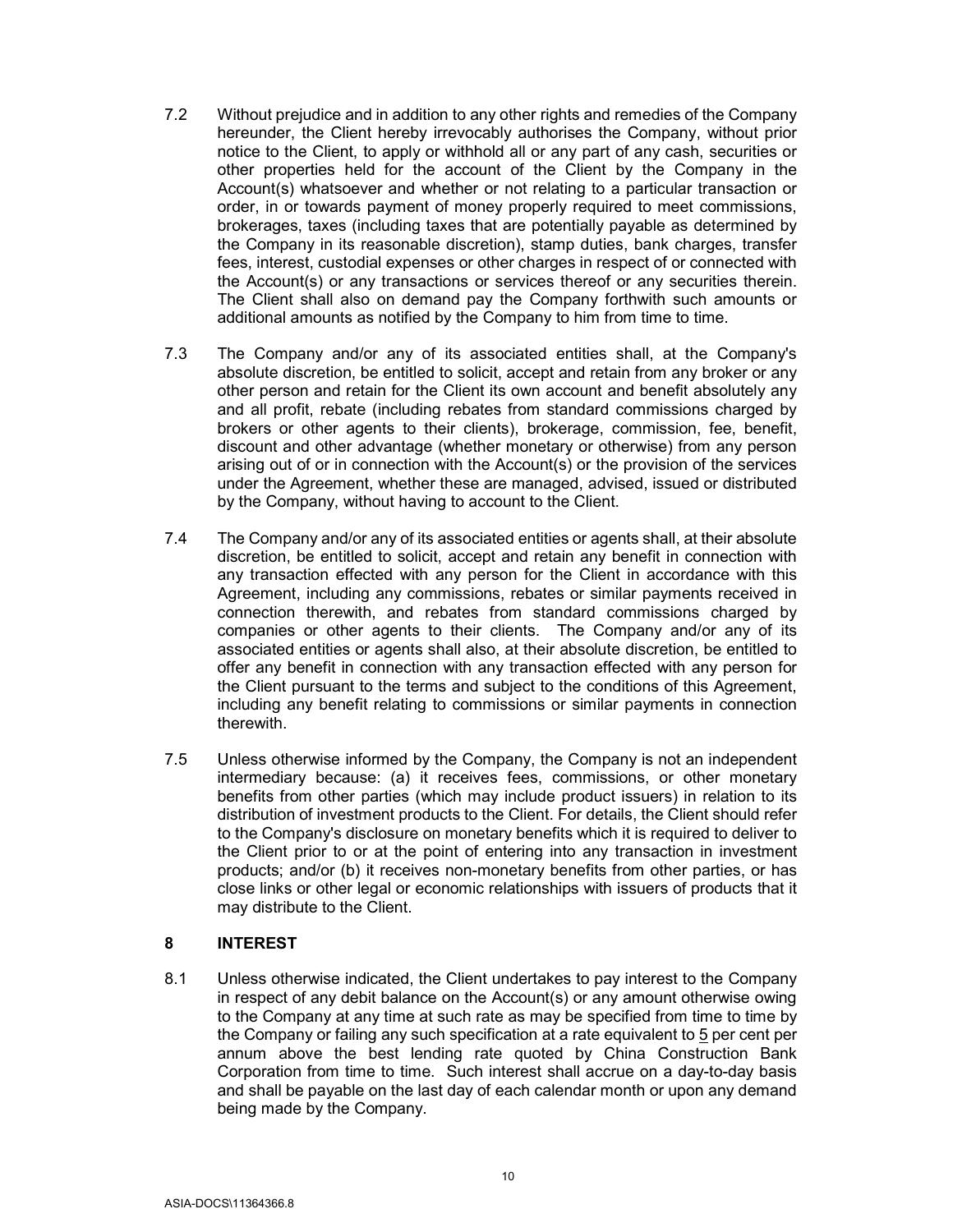7.2 Without prejudice and in addition to any other rights and remedies of the Company hereunder, the Client hereby irrevocably authorises the Company, without prior notice to the Client, to apply or withhold all or any part of any cash, securities or other properties held for the account of the Client by the Company in the Account(s) whatsoever and whether or not relating to a particular transaction or order, in or towards payment of money properly required to meet commissions, brokerages, taxes (including taxes that are potentially payable as determined by the Company in its reasonable discretion), stamp duties, bank charges, transfer fees, interest, custodial expenses or other charges in respect of or connected with the Account(s) or any transactions or services thereof or any securities therein. The Client shall also on demand pay the Company forthwith such amounts or additional amounts as notified by the Company to him from time to time.

7.3 The Company and/or any of its associated entities shall, at the Company's absolute discretion, be entitled to solicit, accept and retain from any broker or any other person and retain for the Client its own account and benefit absolutely any and all profit, rebate (including rebates from standard commissions charged by brokers or other agents to their clients), brokerage, commission, fee, benefit, discount and other advantage (whether monetary or otherwise) from any person arising out of or in connection with the Account(s) or the provision of the services under the Agreement, whether these are managed, advised, issued or distributed by the Company, without having to account to the Client.

7.4 The Company and/or any of its associated entities or agents shall, at their absolute discretion, be entitled to solicit, accept and retain any benefit in connection with any transaction effected with any person for the Client in accordance with this Agreement, including any commissions, rebates or similar payments received in connection therewith, and rebates from standard commissions charged by companies or other agents to their clients. The Company and/or any of its associated entities or agents shall also, at their absolute discretion, be entitled to offer any benefit in connection with any transaction effected with any person for the Client pursuant to the terms and subject to the conditions of this Agreement, including any benefit relating to commissions or similar payments in connection therewith.

7.5 Unless otherwise informed by the Company, the Company is not an independent intermediary because: (a) it receives fees, commissions, or other monetary benefits from other parties (which may include product issuers) in relation to its distribution of investment products to the Client. For details, the Client should refer to the Company's disclosure on monetary benefits which it is required to deliver to the Client prior to or at the point of entering into any transaction in investment products; and/or (b) it receives non-monetary benefits from other parties, or has close links or other legal or economic relationships with issuers of products that it may distribute to the Client.

## 8 INTEREST

8.1 Unless otherwise indicated, the Client undertakes to pay interest to the Company in respect of any debit balance on the Account(s) or any amount otherwise owing to the Company at any time at such rate as may be specified from time to time by the Company or failing any such specification at a rate equivalent to 5 per cent per annum above the best lending rate quoted by China Construction Bank Corporation from time to time. Such interest shall accrue on a day-to-day basis and shall be payable on the last day of each calendar month or upon any demand being made by the Company.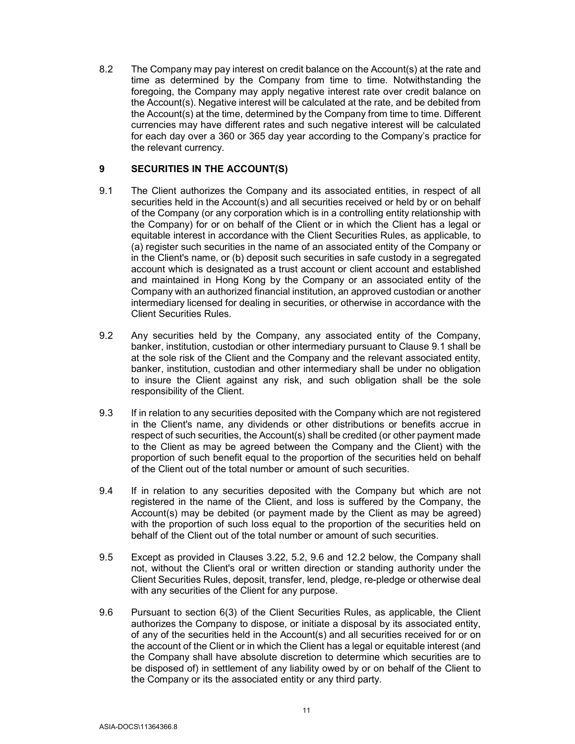8.2 The Company may pay interest on credit balance on the Account(s) at the rate and time as determined by the Company from time to time. Notwithstanding the foregoing, the Company may apply negative interest rate over credit balance on the Account(s). Negative interest will be calculated at the rate, and be debited from the Account(s) at the time, determined by the Company from time to time. Different currencies may have different rates and such negative interest will be calculated for each day over a 360 or 365 day year according to the Company's practice for the relevant currency.

## 9 SECURITIES IN THE ACCOUNT(S)

9.1 The Client authorizes the Company and its associated entities, in respect of all securities held in the Account(s) and all securities received or held by or on behalf of the Company (or any corporation which is in a controlling entity relationship with the Company) for or on behalf of the Client or in which the Client has a legal or equitable interest in accordance with the Client Securities Rules, as applicable, to (a) register such securities in the name of an associated entity of the Company or in the Client's name, or (b) deposit such securities in safe custody in a segregated account which is designated as a trust account or client account and established and maintained in Hong Kong by the Company or an associated entity of the Company with an authorized financial institution, an approved custodian or another intermediary licensed for dealing in securities, or otherwise in accordance with the Client Securities Rules.

9.2 Any securities held by the Company, any associated entity of the Company, banker, institution, custodian or other intermediary pursuant to Clause 9.1 shall be at the sole risk of the Client and the Company and the relevant associated entity, banker, institution, custodian and other intermediary shall be under no obligation to insure the Client against any risk, and such obligation shall be the sole responsibility of the Client.

9.3 If in relation to any securities deposited with the Company which are not registered in the Client's name, any dividends or other distributions or benefits accrue in respect of such securities, the Account(s) shall be credited (or other payment made to the Client as may be agreed between the Company and the Client) with the proportion of such benefit equal to the proportion of the securities held on behalf of the Client out of the total number or amount of such securities.

9.4 If in relation to any securities deposited with the Company but which are not registered in the name of the Client, and loss is suffered by the Company, the Account(s) may be debited (or payment made by the Client as may be agreed) with the proportion of such loss equal to the proportion of the securities held on behalf of the Client out of the total number or amount of such securities.

9.5 Except as provided in Clauses 3.22, 5.2, 9.6 and 12.2 below, the Company shall not, without the Client's oral or written direction or standing authority under the Client Securities Rules, deposit, transfer, lend, pledge, re-pledge or otherwise deal with any securities of the Client for any purpose.

9.6 Pursuant to section 6(3) of the Client Securities Rules, as applicable, the Client authorizes the Company to dispose, or initiate a disposal by its associated entity, of any of the securities held in the Account(s) and all securities received for or on the account of the Client or in which the Client has a legal or equitable interest (and the Company shall have absolute discretion to determine which securities are to be disposed of) in settlement of any liability owed by or on behalf of the Client to the Company or its the associated entity or any third party.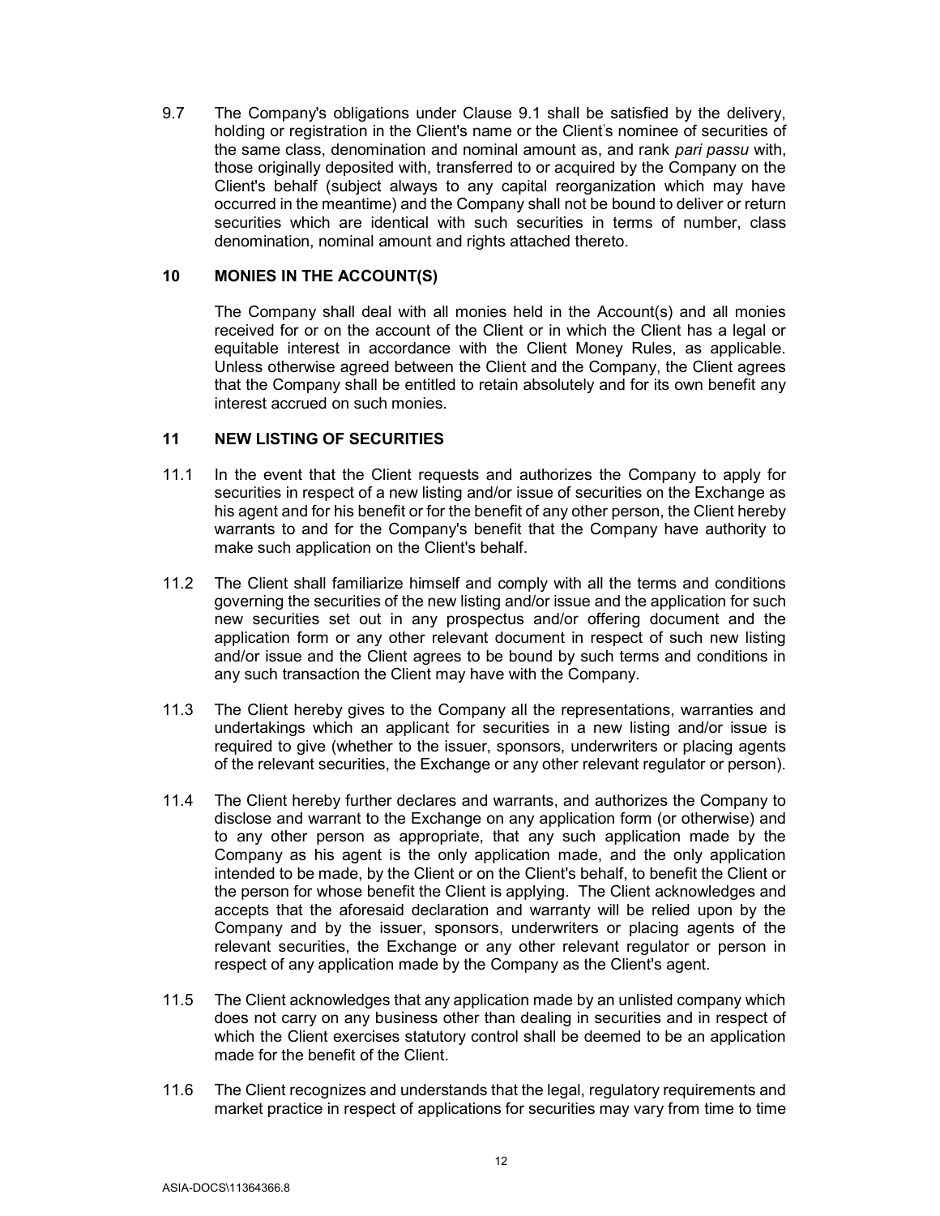9.7 The Company's obligations under Clause 9.1 shall be satisfied by the delivery, holding or registration in the Client's name or the Client's nominee of securities of the same class, denomination and nominal amount as, and rank *pari passu* with, those originally deposited with, transferred to or acquired by the Company on the Client's behalf (subject always to any capital reorganization which may have occurred in the meantime) and the Company shall not be bound to deliver or return securities which are identical with such securities in terms of number, class denomination, nominal amount and rights attached thereto.

## 10 MONIES IN THE ACCOUNT(S)

The Company shall deal with all monies held in the Account(s) and all monies received for or on the account of the Client or in which the Client has a legal or equitable interest in accordance with the Client Money Rules, as applicable. Unless otherwise agreed between the Client and the Company, the Client agrees that the Company shall be entitled to retain absolutely and for its own benefit any interest accrued on such monies.

## 11 NEW LISTING OF SECURITIES

11.1 In the event that the Client requests and authorizes the Company to apply for securities in respect of a new listing and/or issue of securities on the Exchange as his agent and for his benefit or for the benefit of any other person, the Client hereby warrants to and for the Company's benefit that the Company have authority to make such application on the Client's behalf.

11.2 The Client shall familiarize himself and comply with all the terms and conditions governing the securities of the new listing and/or issue and the application for such new securities set out in any prospectus and/or offering document and the application form or any other relevant document in respect of such new listing and/or issue and the Client agrees to be bound by such terms and conditions in any such transaction the Client may have with the Company.

11.3 The Client hereby gives to the Company all the representations, warranties and undertakings which an applicant for securities in a new listing and/or issue is required to give (whether to the issuer, sponsors, underwriters or placing agents of the relevant securities, the Exchange or any other relevant regulator or person).

11.4 The Client hereby further declares and warrants, and authorizes the Company to disclose and warrant to the Exchange on any application form (or otherwise) and to any other person as appropriate, that any such application made by the Company as his agent is the only application made, and the only application intended to be made, by the Client or on the Client's behalf, to benefit the Client or the person for whose benefit the Client is applying. The Client acknowledges and accepts that the aforesaid declaration and warranty will be relied upon by the Company and by the issuer, sponsors, underwriters or placing agents of the relevant securities, the Exchange or any other relevant regulator or person in respect of any application made by the Company as the Client's agent.

11.5 The Client acknowledges that any application made by an unlisted company which does not carry on any business other than dealing in securities and in respect of which the Client exercises statutory control shall be deemed to be an application made for the benefit of the Client.

11.6 The Client recognizes and understands that the legal, regulatory requirements and market practice in respect of applications for securities may vary from time to time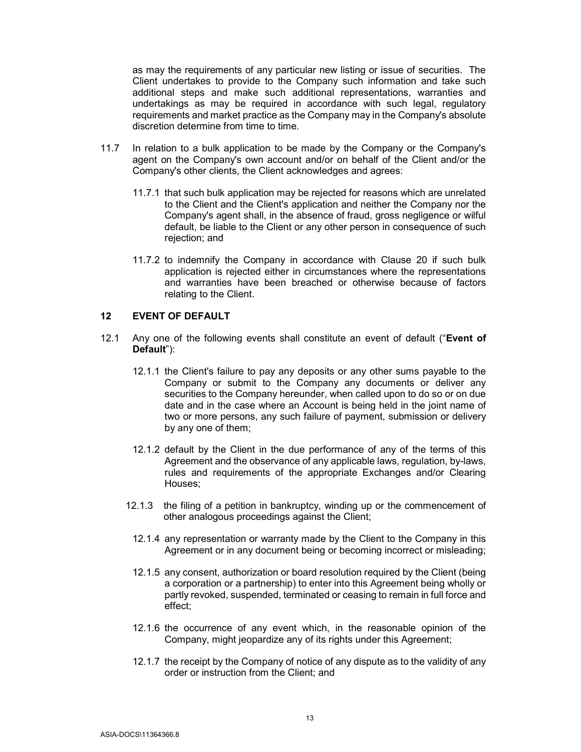as may the requirements of any particular new listing or issue of securities. The Client undertakes to provide to the Company such information and take such additional steps and make such additional representations, warranties and undertakings as may be required in accordance with such legal, regulatory requirements and market practice as the Company may in the Company's absolute discretion determine from time to time.

11.7 In relation to a bulk application to be made by the Company or the Company's agent on the Company's own account and/or on behalf of the Client and/or the Company's other clients, the Client acknowledges and agrees:

11.7.1 that such bulk application may be rejected for reasons which are unrelated to the Client and the Client's application and neither the Company nor the Company's agent shall, in the absence of fraud, gross negligence or wilful default, be liable to the Client or any other person in consequence of such rejection; and

11.7.2 to indemnify the Company in accordance with Clause 20 if such bulk application is rejected either in circumstances where the representations and warranties have been breached or otherwise because of factors relating to the Client.

## 12 EVENT OF DEFAULT

12.1 Any one of the following events shall constitute an event of default ("**Event of Default**"):

12.1.1 the Client's failure to pay any deposits or any other sums payable to the Company or submit to the Company any documents or deliver any securities to the Company hereunder, when called upon to do so or on due date and in the case where an Account is being held in the joint name of two or more persons, any such failure of payment, submission or delivery by any one of them;

12.1.2 default by the Client in the due performance of any of the terms of this Agreement and the observance of any applicable laws, regulation, by-laws, rules and requirements of the appropriate Exchanges and/or Clearing Houses;

12.1.3 the filing of a petition in bankruptcy, winding up or the commencement of other analogous proceedings against the Client;

12.1.4 any representation or warranty made by the Client to the Company in this Agreement or in any document being or becoming incorrect or misleading;

12.1.5 any consent, authorization or board resolution required by the Client (being a corporation or a partnership) to enter into this Agreement being wholly or partly revoked, suspended, terminated or ceasing to remain in full force and effect;

12.1.6 the occurrence of any event which, in the reasonable opinion of the Company, might jeopardize any of its rights under this Agreement;

12.1.7 the receipt by the Company of notice of any dispute as to the validity of any order or instruction from the Client; and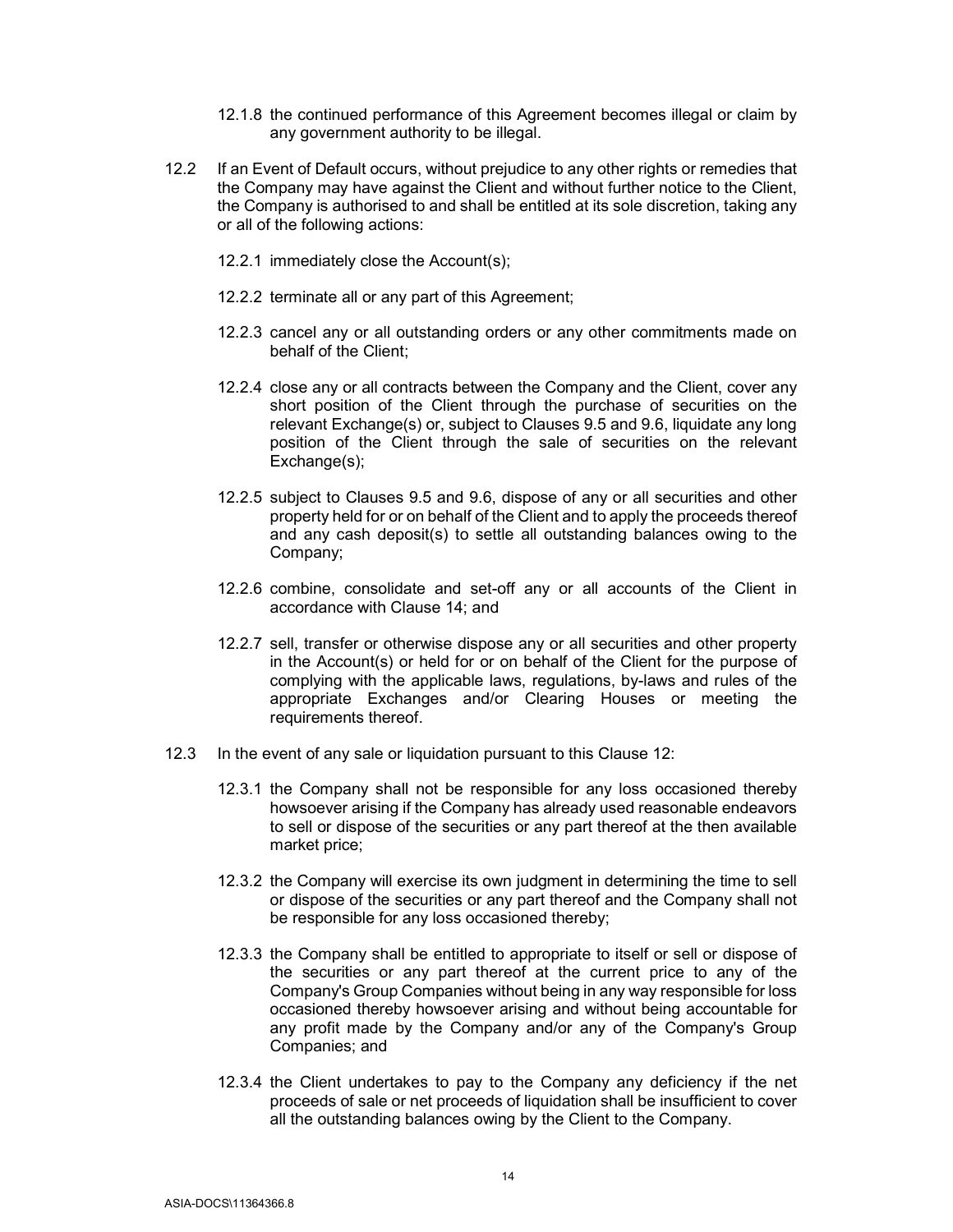12.1.8 the continued performance of this Agreement becomes illegal or claim by any government authority to be illegal.

12.2 If an Event of Default occurs, without prejudice to any other rights or remedies that the Company may have against the Client and without further notice to the Client, the Company is authorised to and shall be entitled at its sole discretion, taking any or all of the following actions:

12.2.1 immediately close the Account(s);

12.2.2 terminate all or any part of this Agreement;

12.2.3 cancel any or all outstanding orders or any other commitments made on behalf of the Client;

12.2.4 close any or all contracts between the Company and the Client, cover any short position of the Client through the purchase of securities on the relevant Exchange(s) or, subject to Clauses 9.5 and 9.6, liquidate any long position of the Client through the sale of securities on the relevant Exchange(s);

12.2.5 subject to Clauses 9.5 and 9.6, dispose of any or all securities and other property held for or on behalf of the Client and to apply the proceeds thereof and any cash deposit(s) to settle all outstanding balances owing to the Company;

12.2.6 combine, consolidate and set-off any or all accounts of the Client in accordance with Clause 14; and

12.2.7 sell, transfer or otherwise dispose any or all securities and other property in the Account(s) or held for or on behalf of the Client for the purpose of complying with the applicable laws, regulations, by-laws and rules of the appropriate Exchanges and/or Clearing Houses or meeting the requirements thereof.

12.3 In the event of any sale or liquidation pursuant to this Clause 12:

12.3.1 the Company shall not be responsible for any loss occasioned thereby howsoever arising if the Company has already used reasonable endeavors to sell or dispose of the securities or any part thereof at the then available market price;

12.3.2 the Company will exercise its own judgment in determining the time to sell or dispose of the securities or any part thereof and the Company shall not be responsible for any loss occasioned thereby;

12.3.3 the Company shall be entitled to appropriate to itself or sell or dispose of the securities or any part thereof at the current price to any of the Company's Group Companies without being in any way responsible for loss occasioned thereby howsoever arising and without being accountable for any profit made by the Company and/or any of the Company's Group Companies; and

12.3.4 the Client undertakes to pay to the Company any deficiency if the net proceeds of sale or net proceeds of liquidation shall be insufficient to cover all the outstanding balances owing by the Client to the Company.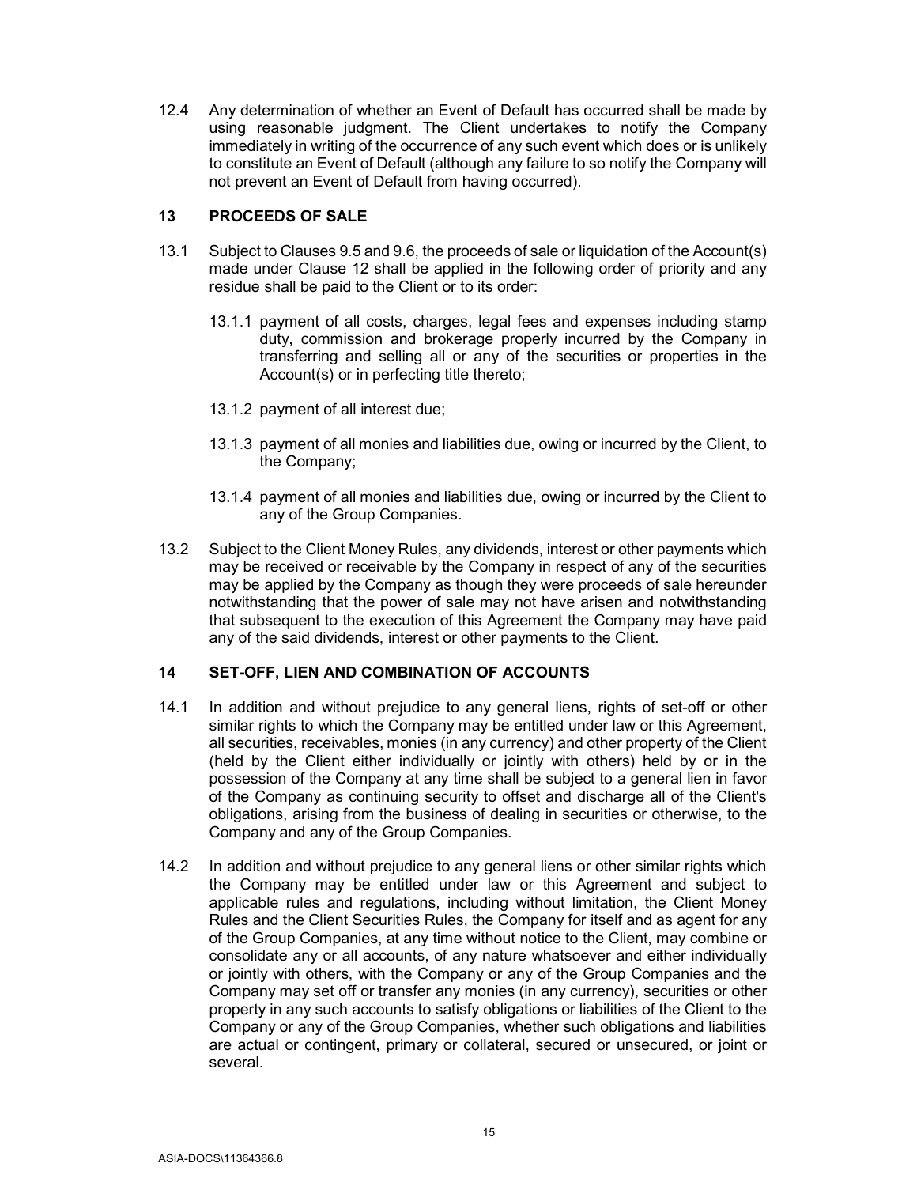12.4 Any determination of whether an Event of Default has occurred shall be made by using reasonable judgment. The Client undertakes to notify the Company immediately in writing of the occurrence of any such event which does or is unlikely to constitute an Event of Default (although any failure to so notify the Company will not prevent an Event of Default from having occurred).

## 13 PROCEEDS OF SALE

13.1 Subject to Clauses 9.5 and 9.6, the proceeds of sale or liquidation of the Account(s) made under Clause 12 shall be applied in the following order of priority and any residue shall be paid to the Client or to its order:

13.1.1 payment of all costs, charges, legal fees and expenses including stamp duty, commission and brokerage properly incurred by the Company in transferring and selling all or any of the securities or properties in the Account(s) or in perfecting title thereto;

13.1.2 payment of all interest due;

13.1.3 payment of all monies and liabilities due, owing or incurred by the Client, to the Company;

13.1.4 payment of all monies and liabilities due, owing or incurred by the Client to any of the Group Companies.

13.2 Subject to the Client Money Rules, any dividends, interest or other payments which may be received or receivable by the Company in respect of any of the securities may be applied by the Company as though they were proceeds of sale hereunder notwithstanding that the power of sale may not have arisen and notwithstanding that subsequent to the execution of this Agreement the Company may have paid any of the said dividends, interest or other payments to the Client.

## 14 SET-OFF, LIEN AND COMBINATION OF ACCOUNTS

14.1 In addition and without prejudice to any general liens, rights of set-off or other similar rights to which the Company may be entitled under law or this Agreement, all securities, receivables, monies (in any currency) and other property of the Client (held by the Client either individually or jointly with others) held by or in the possession of the Company at any time shall be subject to a general lien in favor of the Company as continuing security to offset and discharge all of the Client's obligations, arising from the business of dealing in securities or otherwise, to the Company and any of the Group Companies.

14.2 In addition and without prejudice to any general liens or other similar rights which the Company may be entitled under law or this Agreement and subject to applicable rules and regulations, including without limitation, the Client Money Rules and the Client Securities Rules, the Company for itself and as agent for any of the Group Companies, at any time without notice to the Client, may combine or consolidate any or all accounts, of any nature whatsoever and either individually or jointly with others, with the Company or any of the Group Companies and the Company may set off or transfer any monies (in any currency), securities or other property in any such accounts to satisfy obligations or liabilities of the Client to the Company or any of the Group Companies, whether such obligations and liabilities are actual or contingent, primary or collateral, secured or unsecured, or joint or several.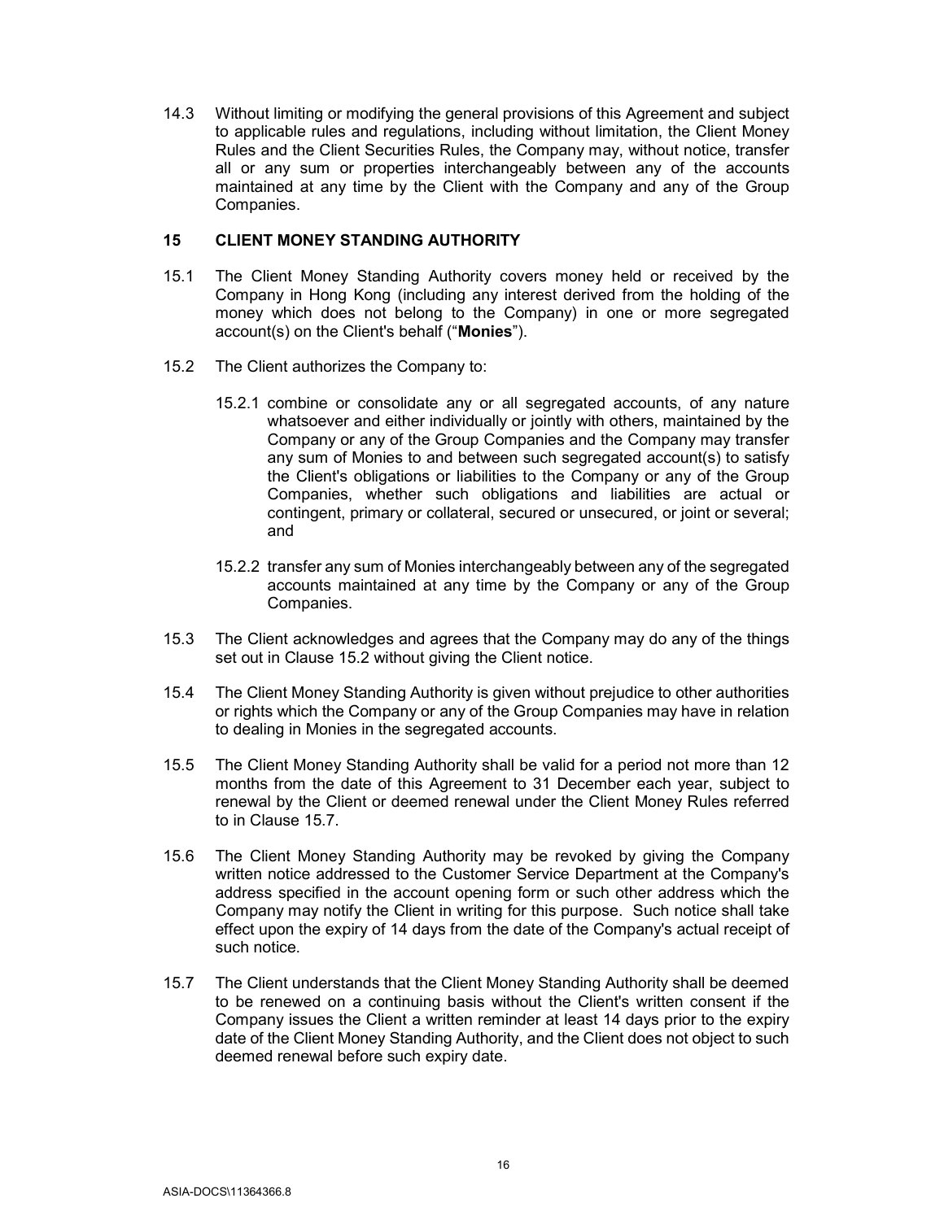14.3 Without limiting or modifying the general provisions of this Agreement and subject to applicable rules and regulations, including without limitation, the Client Money Rules and the Client Securities Rules, the Company may, without notice, transfer all or any sum or properties interchangeably between any of the accounts maintained at any time by the Client with the Company and any of the Group Companies.

## 15 CLIENT MONEY STANDING AUTHORITY

15.1 The Client Money Standing Authority covers money held or received by the Company in Hong Kong (including any interest derived from the holding of the money which does not belong to the Company) in one or more segregated account(s) on the Client's behalf ("**Monies**").

15.2 The Client authorizes the Company to:

15.2.1 combine or consolidate any or all segregated accounts, of any nature whatsoever and either individually or jointly with others, maintained by the Company or any of the Group Companies and the Company may transfer any sum of Monies to and between such segregated account(s) to satisfy the Client's obligations or liabilities to the Company or any of the Group Companies, whether such obligations and liabilities are actual or contingent, primary or collateral, secured or unsecured, or joint or several; and

15.2.2 transfer any sum of Monies interchangeably between any of the segregated accounts maintained at any time by the Company or any of the Group Companies.

15.3 The Client acknowledges and agrees that the Company may do any of the things set out in Clause 15.2 without giving the Client notice.

15.4 The Client Money Standing Authority is given without prejudice to other authorities or rights which the Company or any of the Group Companies may have in relation to dealing in Monies in the segregated accounts.

15.5 The Client Money Standing Authority shall be valid for a period not more than 12 months from the date of this Agreement to 31 December each year, subject to renewal by the Client or deemed renewal under the Client Money Rules referred to in Clause 15.7.

15.6 The Client Money Standing Authority may be revoked by giving the Company written notice addressed to the Customer Service Department at the Company's address specified in the account opening form or such other address which the Company may notify the Client in writing for this purpose. Such notice shall take effect upon the expiry of 14 days from the date of the Company's actual receipt of such notice.

15.7 The Client understands that the Client Money Standing Authority shall be deemed to be renewed on a continuing basis without the Client's written consent if the Company issues the Client a written reminder at least 14 days prior to the expiry date of the Client Money Standing Authority, and the Client does not object to such deemed renewal before such expiry date.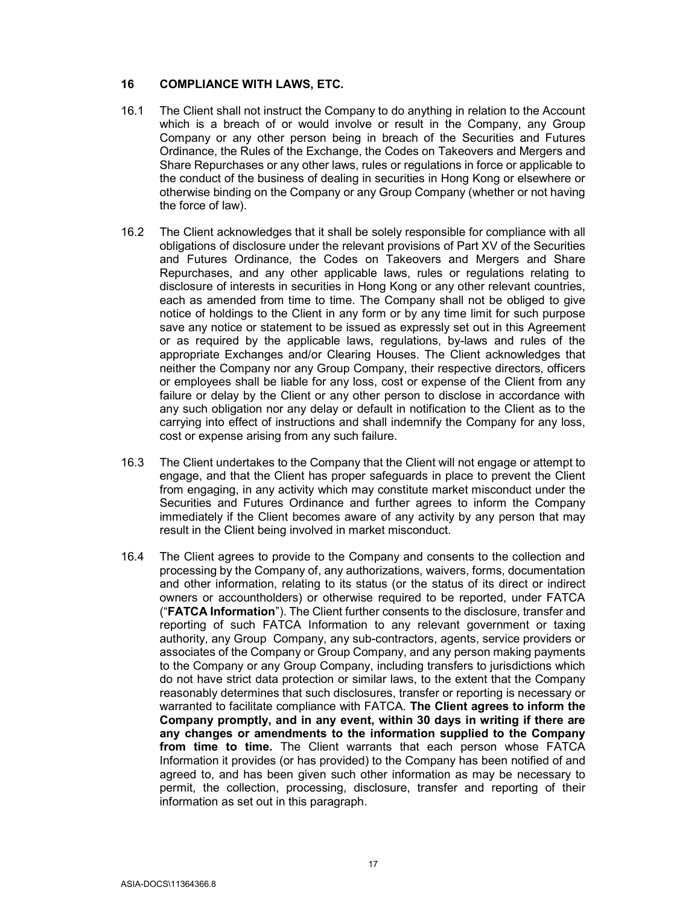## 16 COMPLIANCE WITH LAWS, ETC.

16.1 The Client shall not instruct the Company to do anything in relation to the Account which is a breach of or would involve or result in the Company, any Group Company or any other person being in breach of the Securities and Futures Ordinance, the Rules of the Exchange, the Codes on Takeovers and Mergers and Share Repurchases or any other laws, rules or regulations in force or applicable to the conduct of the business of dealing in securities in Hong Kong or elsewhere or otherwise binding on the Company or any Group Company (whether or not having the force of law).

16.2 The Client acknowledges that it shall be solely responsible for compliance with all obligations of disclosure under the relevant provisions of Part XV of the Securities and Futures Ordinance, the Codes on Takeovers and Mergers and Share Repurchases, and any other applicable laws, rules or regulations relating to disclosure of interests in securities in Hong Kong or any other relevant countries, each as amended from time to time. The Company shall not be obliged to give notice of holdings to the Client in any form or by any time limit for such purpose save any notice or statement to be issued as expressly set out in this Agreement or as required by the applicable laws, regulations, by-laws and rules of the appropriate Exchanges and/or Clearing Houses. The Client acknowledges that neither the Company nor any Group Company, their respective directors, officers or employees shall be liable for any loss, cost or expense of the Client from any failure or delay by the Client or any other person to disclose in accordance with any such obligation nor any delay or default in notification to the Client as to the carrying into effect of instructions and shall indemnify the Company for any loss, cost or expense arising from any such failure.

16.3 The Client undertakes to the Company that the Client will not engage or attempt to engage, and that the Client has proper safeguards in place to prevent the Client from engaging, in any activity which may constitute market misconduct under the Securities and Futures Ordinance and further agrees to inform the Company immediately if the Client becomes aware of any activity by any person that may result in the Client being involved in market misconduct.

16.4 The Client agrees to provide to the Company and consents to the collection and processing by the Company of, any authorizations, waivers, forms, documentation and other information, relating to its status (or the status of its direct or indirect owners or accountholders) or otherwise required to be reported, under FATCA ("**FATCA Information**"). The Client further consents to the disclosure, transfer and reporting of such FATCA Information to any relevant government or taxing authority, any Group Company, any sub-contractors, agents, service providers or associates of the Company or Group Company, and any person making payments to the Company or any Group Company, including transfers to jurisdictions which do not have strict data protection or similar laws, to the extent that the Company reasonably determines that such disclosures, transfer or reporting is necessary or warranted to facilitate compliance with FATCA. **The Client agrees to inform the Company promptly, and in any event, within 30 days in writing if there are any changes or amendments to the information supplied to the Company from time to time.** The Client warrants that each person whose FATCA Information it provides (or has provided) to the Company has been notified of and agreed to, and has been given such other information as may be necessary to permit, the collection, processing, disclosure, transfer and reporting of their information as set out in this paragraph.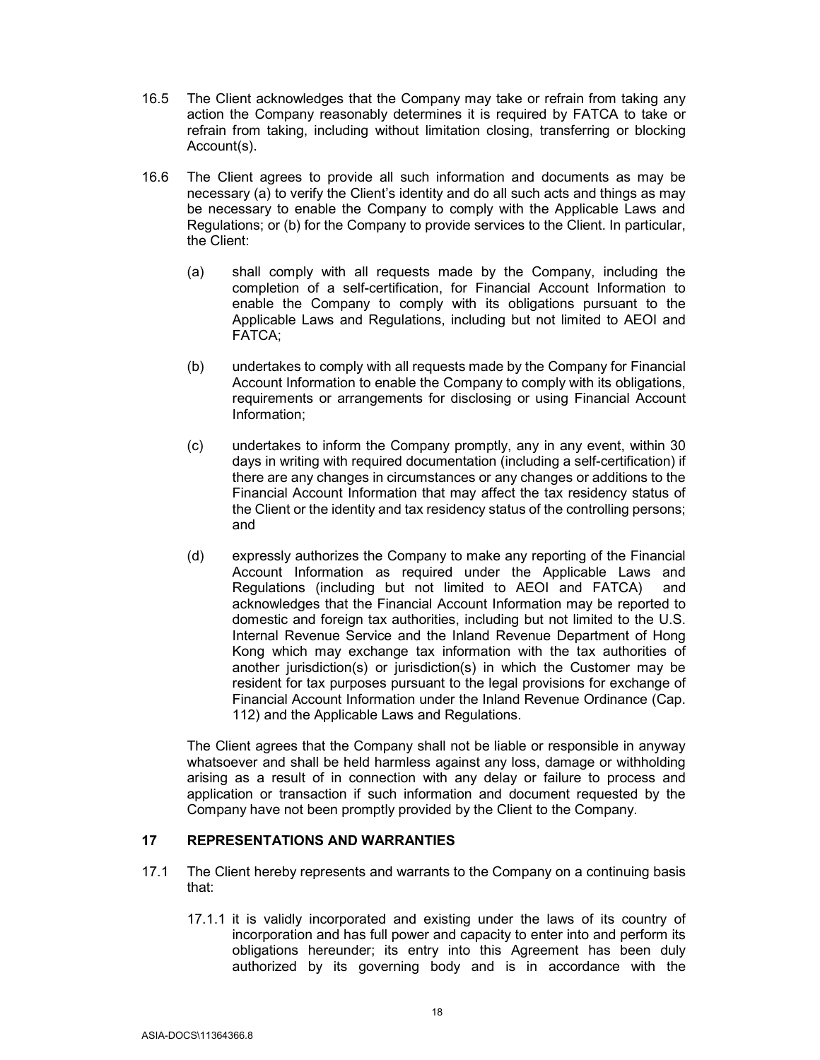16.5 The Client acknowledges that the Company may take or refrain from taking any action the Company reasonably determines it is required by FATCA to take or refrain from taking, including without limitation closing, transferring or blocking Account(s).

16.6 The Client agrees to provide all such information and documents as may be necessary (a) to verify the Client's identity and do all such acts and things as may be necessary to enable the Company to comply with the Applicable Laws and Regulations; or (b) for the Company to provide services to the Client. In particular, the Client:

(a) shall comply with all requests made by the Company, including the completion of a self-certification, for Financial Account Information to enable the Company to comply with its obligations pursuant to the Applicable Laws and Regulations, including but not limited to AEOI and FATCA;

(b) undertakes to comply with all requests made by the Company for Financial Account Information to enable the Company to comply with its obligations, requirements or arrangements for disclosing or using Financial Account Information;

(c) undertakes to inform the Company promptly, any in any event, within 30 days in writing with required documentation (including a self-certification) if there are any changes in circumstances or any changes or additions to the Financial Account Information that may affect the tax residency status of the Client or the identity and tax residency status of the controlling persons; and

(d) expressly authorizes the Company to make any reporting of the Financial Account Information as required under the Applicable Laws and Regulations (including but not limited to AEOI and FATCA) and acknowledges that the Financial Account Information may be reported to domestic and foreign tax authorities, including but not limited to the U.S. Internal Revenue Service and the Inland Revenue Department of Hong Kong which may exchange tax information with the tax authorities of another jurisdiction(s) or jurisdiction(s) in which the Customer may be resident for tax purposes pursuant to the legal provisions for exchange of Financial Account Information under the Inland Revenue Ordinance (Cap. 112) and the Applicable Laws and Regulations.

The Client agrees that the Company shall not be liable or responsible in anyway whatsoever and shall be held harmless against any loss, damage or withholding arising as a result of in connection with any delay or failure to process and application or transaction if such information and document requested by the Company have not been promptly provided by the Client to the Company.

## 17 REPRESENTATIONS AND WARRANTIES

17.1 The Client hereby represents and warrants to the Company on a continuing basis that:

17.1.1 it is validly incorporated and existing under the laws of its country of incorporation and has full power and capacity to enter into and perform its obligations hereunder; its entry into this Agreement has been duly authorized by its governing body and is in accordance with the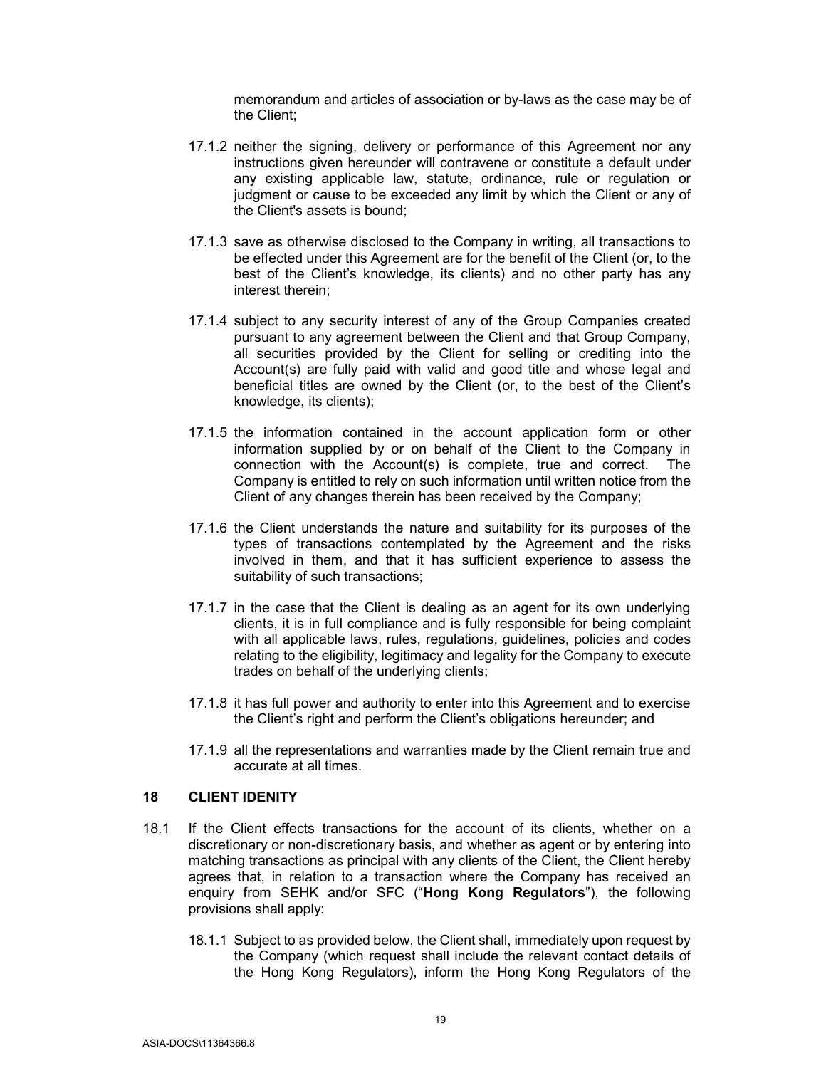memorandum and articles of association or by-laws as the case may be of the Client;

17.1.2 neither the signing, delivery or performance of this Agreement nor any instructions given hereunder will contravene or constitute a default under any existing applicable law, statute, ordinance, rule or regulation or judgment or cause to be exceeded any limit by which the Client or any of the Client's assets is bound;

17.1.3 save as otherwise disclosed to the Company in writing, all transactions to be effected under this Agreement are for the benefit of the Client (or, to the best of the Client's knowledge, its clients) and no other party has any interest therein;

17.1.4 subject to any security interest of any of the Group Companies created pursuant to any agreement between the Client and that Group Company, all securities provided by the Client for selling or crediting into the Account(s) are fully paid with valid and good title and whose legal and beneficial titles are owned by the Client (or, to the best of the Client's knowledge, its clients);

17.1.5 the information contained in the account application form or other information supplied by or on behalf of the Client to the Company in connection with the Account(s) is complete, true and correct. The Company is entitled to rely on such information until written notice from the Client of any changes therein has been received by the Company;

17.1.6 the Client understands the nature and suitability for its purposes of the types of transactions contemplated by the Agreement and the risks involved in them, and that it has sufficient experience to assess the suitability of such transactions;

17.1.7 in the case that the Client is dealing as an agent for its own underlying clients, it is in full compliance and is fully responsible for being complaint with all applicable laws, rules, regulations, guidelines, policies and codes relating to the eligibility, legitimacy and legality for the Company to execute trades on behalf of the underlying clients;

17.1.8 it has full power and authority to enter into this Agreement and to exercise the Client's right and perform the Client's obligations hereunder; and

17.1.9 all the representations and warranties made by the Client remain true and accurate at all times.

## 18 CLIENT IDENITY

18.1 If the Client effects transactions for the account of its clients, whether on a discretionary or non-discretionary basis, and whether as agent or by entering into matching transactions as principal with any clients of the Client, the Client hereby agrees that, in relation to a transaction where the Company has received an enquiry from SEHK and/or SFC ("**Hong Kong Regulators**"), the following provisions shall apply:

18.1.1 Subject to as provided below, the Client shall, immediately upon request by the Company (which request shall include the relevant contact details of the Hong Kong Regulators), inform the Hong Kong Regulators of the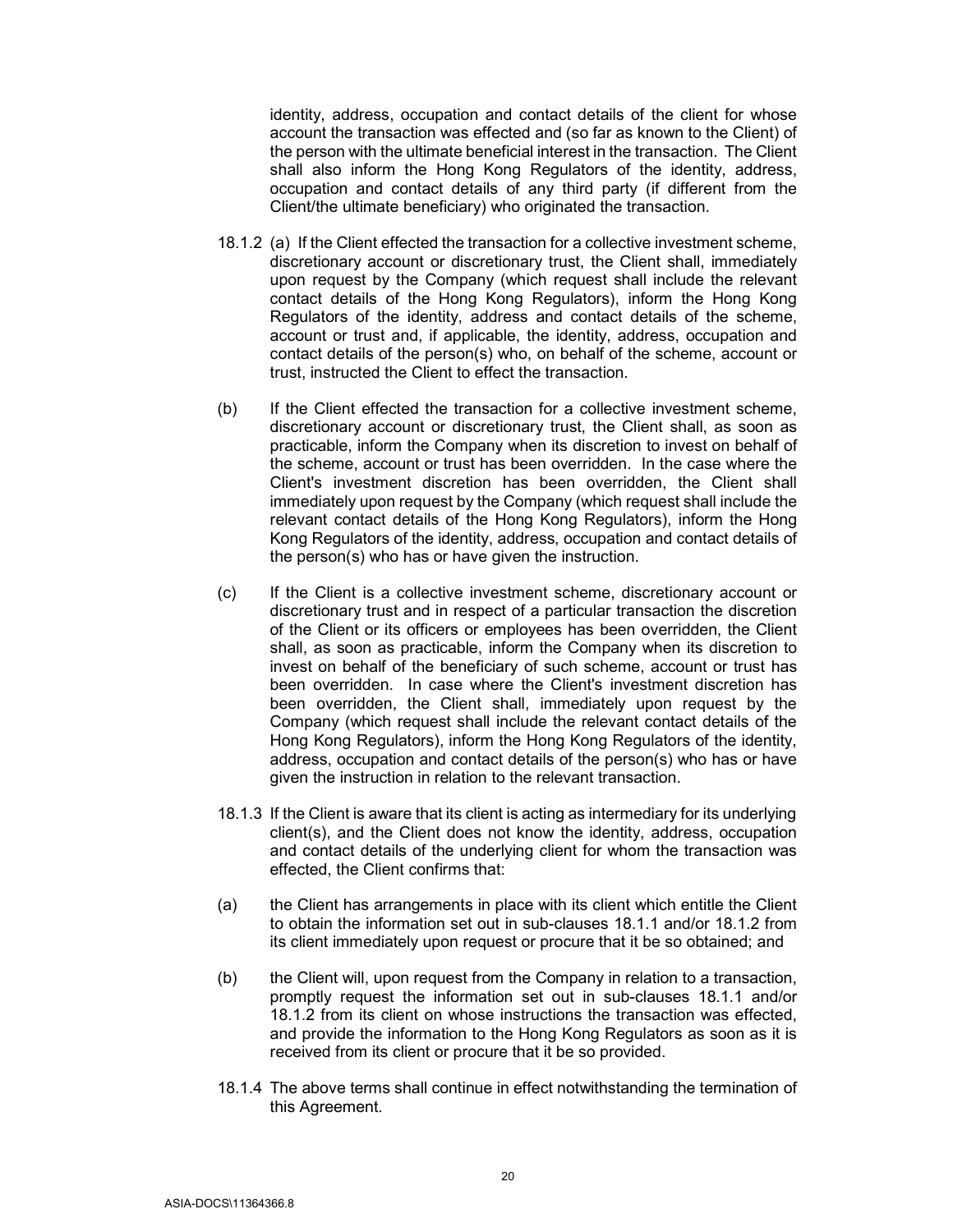identity, address, occupation and contact details of the client for whose account the transaction was effected and (so far as known to the Client) of the person with the ultimate beneficial interest in the transaction. The Client shall also inform the Hong Kong Regulators of the identity, address, occupation and contact details of any third party (if different from the Client/the ultimate beneficiary) who originated the transaction.

18.1.2 (a) If the Client effected the transaction for a collective investment scheme, discretionary account or discretionary trust, the Client shall, immediately upon request by the Company (which request shall include the relevant contact details of the Hong Kong Regulators), inform the Hong Kong Regulators of the identity, address and contact details of the scheme, account or trust and, if applicable, the identity, address, occupation and contact details of the person(s) who, on behalf of the scheme, account or trust, instructed the Client to effect the transaction.

(b) If the Client effected the transaction for a collective investment scheme, discretionary account or discretionary trust, the Client shall, as soon as practicable, inform the Company when its discretion to invest on behalf of the scheme, account or trust has been overridden. In the case where the Client's investment discretion has been overridden, the Client shall immediately upon request by the Company (which request shall include the relevant contact details of the Hong Kong Regulators), inform the Hong Kong Regulators of the identity, address, occupation and contact details of the person(s) who has or have given the instruction.

(c) If the Client is a collective investment scheme, discretionary account or discretionary trust and in respect of a particular transaction the discretion of the Client or its officers or employees has been overridden, the Client shall, as soon as practicable, inform the Company when its discretion to invest on behalf of the beneficiary of such scheme, account or trust has been overridden. In case where the Client's investment discretion has been overridden, the Client shall, immediately upon request by the Company (which request shall include the relevant contact details of the Hong Kong Regulators), inform the Hong Kong Regulators of the identity, address, occupation and contact details of the person(s) who has or have given the instruction in relation to the relevant transaction.

18.1.3 If the Client is aware that its client is acting as intermediary for its underlying client(s), and the Client does not know the identity, address, occupation and contact details of the underlying client for whom the transaction was effected, the Client confirms that:

(a) the Client has arrangements in place with its client which entitle the Client to obtain the information set out in sub-clauses 18.1.1 and/or 18.1.2 from its client immediately upon request or procure that it be so obtained; and

(b) the Client will, upon request from the Company in relation to a transaction, promptly request the information set out in sub-clauses 18.1.1 and/or 18.1.2 from its client on whose instructions the transaction was effected, and provide the information to the Hong Kong Regulators as soon as it is received from its client or procure that it be so provided.

18.1.4 The above terms shall continue in effect notwithstanding the termination of this Agreement.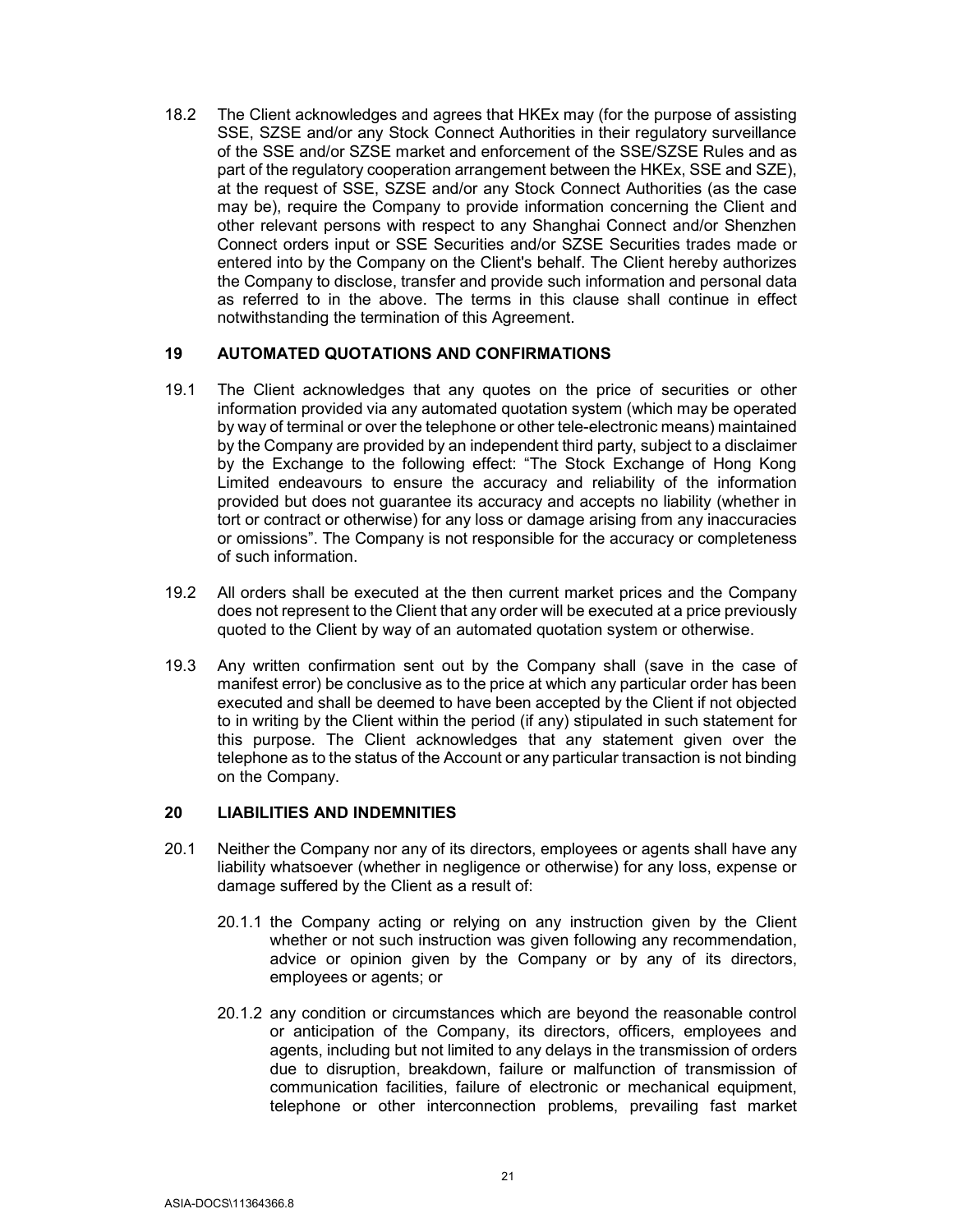18.2 The Client acknowledges and agrees that HKEx may (for the purpose of assisting SSE, SZSE and/or any Stock Connect Authorities in their regulatory surveillance of the SSE and/or SZSE market and enforcement of the SSE/SZSE Rules and as part of the regulatory cooperation arrangement between the HKEx, SSE and SZE), at the request of SSE, SZSE and/or any Stock Connect Authorities (as the case may be), require the Company to provide information concerning the Client and other relevant persons with respect to any Shanghai Connect and/or Shenzhen Connect orders input or SSE Securities and/or SZSE Securities trades made or entered into by the Company on the Client's behalf. The Client hereby authorizes the Company to disclose, transfer and provide such information and personal data as referred to in the above. The terms in this clause shall continue in effect notwithstanding the termination of this Agreement.

## 19 AUTOMATED QUOTATIONS AND CONFIRMATIONS

19.1 The Client acknowledges that any quotes on the price of securities or other information provided via any automated quotation system (which may be operated by way of terminal or over the telephone or other tele-electronic means) maintained by the Company are provided by an independent third party, subject to a disclaimer by the Exchange to the following effect: "The Stock Exchange of Hong Kong Limited endeavours to ensure the accuracy and reliability of the information provided but does not guarantee its accuracy and accepts no liability (whether in tort or contract or otherwise) for any loss or damage arising from any inaccuracies or omissions". The Company is not responsible for the accuracy or completeness of such information.

19.2 All orders shall be executed at the then current market prices and the Company does not represent to the Client that any order will be executed at a price previously quoted to the Client by way of an automated quotation system or otherwise.

19.3 Any written confirmation sent out by the Company shall (save in the case of manifest error) be conclusive as to the price at which any particular order has been executed and shall be deemed to have been accepted by the Client if not objected to in writing by the Client within the period (if any) stipulated in such statement for this purpose. The Client acknowledges that any statement given over the telephone as to the status of the Account or any particular transaction is not binding on the Company.

## 20 LIABILITIES AND INDEMNITIES

20.1 Neither the Company nor any of its directors, employees or agents shall have any liability whatsoever (whether in negligence or otherwise) for any loss, expense or damage suffered by the Client as a result of:

20.1.1 the Company acting or relying on any instruction given by the Client whether or not such instruction was given following any recommendation, advice or opinion given by the Company or by any of its directors, employees or agents; or

20.1.2 any condition or circumstances which are beyond the reasonable control or anticipation of the Company, its directors, officers, employees and agents, including but not limited to any delays in the transmission of orders due to disruption, breakdown, failure or malfunction of transmission of communication facilities, failure of electronic or mechanical equipment, telephone or other interconnection problems, prevailing fast market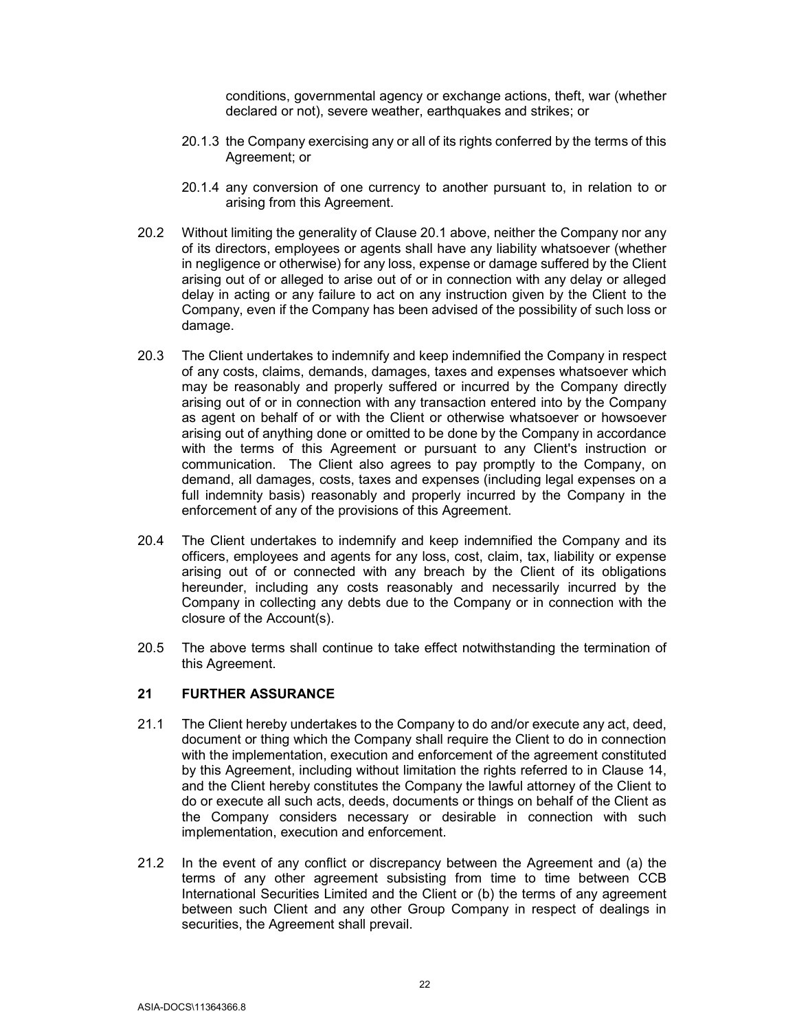conditions, governmental agency or exchange actions, theft, war (whether declared or not), severe weather, earthquakes and strikes; or

20.1.3 the Company exercising any or all of its rights conferred by the terms of this Agreement; or

20.1.4 any conversion of one currency to another pursuant to, in relation to or arising from this Agreement.

20.2 Without limiting the generality of Clause 20.1 above, neither the Company nor any of its directors, employees or agents shall have any liability whatsoever (whether in negligence or otherwise) for any loss, expense or damage suffered by the Client arising out of or alleged to arise out of or in connection with any delay or alleged delay in acting or any failure to act on any instruction given by the Client to the Company, even if the Company has been advised of the possibility of such loss or damage.

20.3 The Client undertakes to indemnify and keep indemnified the Company in respect of any costs, claims, demands, damages, taxes and expenses whatsoever which may be reasonably and properly suffered or incurred by the Company directly arising out of or in connection with any transaction entered into by the Company as agent on behalf of or with the Client or otherwise whatsoever or howsoever arising out of anything done or omitted to be done by the Company in accordance with the terms of this Agreement or pursuant to any Client's instruction or communication. The Client also agrees to pay promptly to the Company, on demand, all damages, costs, taxes and expenses (including legal expenses on a full indemnity basis) reasonably and properly incurred by the Company in the enforcement of any of the provisions of this Agreement.

20.4 The Client undertakes to indemnify and keep indemnified the Company and its officers, employees and agents for any loss, cost, claim, tax, liability or expense arising out of or connected with any breach by the Client of its obligations hereunder, including any costs reasonably and necessarily incurred by the Company in collecting any debts due to the Company or in connection with the closure of the Account(s).

20.5 The above terms shall continue to take effect notwithstanding the termination of this Agreement.

## 21 FURTHER ASSURANCE

21.1 The Client hereby undertakes to the Company to do and/or execute any act, deed, document or thing which the Company shall require the Client to do in connection with the implementation, execution and enforcement of the agreement constituted by this Agreement, including without limitation the rights referred to in Clause 14, and the Client hereby constitutes the Company the lawful attorney of the Client to do or execute all such acts, deeds, documents or things on behalf of the Client as the Company considers necessary or desirable in connection with such implementation, execution and enforcement.

21.2 In the event of any conflict or discrepancy between the Agreement and (a) the terms of any other agreement subsisting from time to time between CCB International Securities Limited and the Client or (b) the terms of any agreement between such Client and any other Group Company in respect of dealings in securities, the Agreement shall prevail.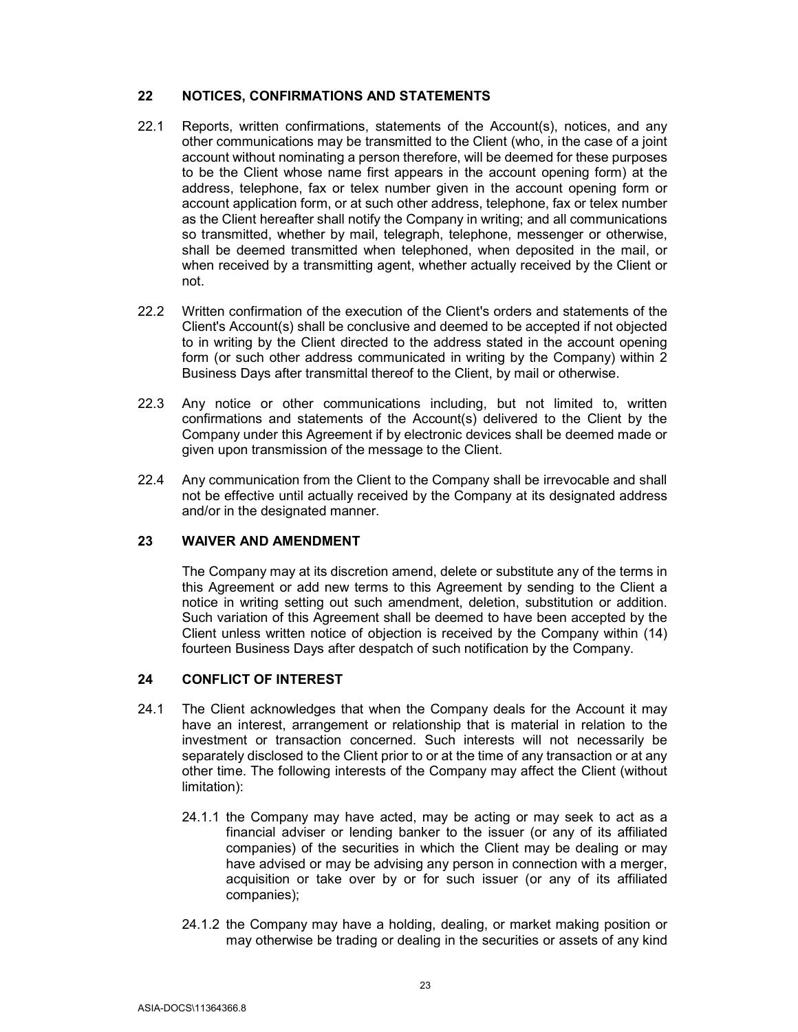## 22 NOTICES, CONFIRMATIONS AND STATEMENTS

22.1 Reports, written confirmations, statements of the Account(s), notices, and any other communications may be transmitted to the Client (who, in the case of a joint account without nominating a person therefore, will be deemed for these purposes to be the Client whose name first appears in the account opening form) at the address, telephone, fax or telex number given in the account opening form or account application form, or at such other address, telephone, fax or telex number as the Client hereafter shall notify the Company in writing; and all communications so transmitted, whether by mail, telegraph, telephone, messenger or otherwise, shall be deemed transmitted when telephoned, when deposited in the mail, or when received by a transmitting agent, whether actually received by the Client or not.

22.2 Written confirmation of the execution of the Client's orders and statements of the Client's Account(s) shall be conclusive and deemed to be accepted if not objected to in writing by the Client directed to the address stated in the account opening form (or such other address communicated in writing by the Company) within 2 Business Days after transmittal thereof to the Client, by mail or otherwise.

22.3 Any notice or other communications including, but not limited to, written confirmations and statements of the Account(s) delivered to the Client by the Company under this Agreement if by electronic devices shall be deemed made or given upon transmission of the message to the Client.

22.4 Any communication from the Client to the Company shall be irrevocable and shall not be effective until actually received by the Company at its designated address and/or in the designated manner.

## 23 WAIVER AND AMENDMENT

The Company may at its discretion amend, delete or substitute any of the terms in this Agreement or add new terms to this Agreement by sending to the Client a notice in writing setting out such amendment, deletion, substitution or addition. Such variation of this Agreement shall be deemed to have been accepted by the Client unless written notice of objection is received by the Company within (14) fourteen Business Days after despatch of such notification by the Company.

## 24 CONFLICT OF INTEREST

24.1 The Client acknowledges that when the Company deals for the Account it may have an interest, arrangement or relationship that is material in relation to the investment or transaction concerned. Such interests will not necessarily be separately disclosed to the Client prior to or at the time of any transaction or at any other time. The following interests of the Company may affect the Client (without limitation):

24.1.1 the Company may have acted, may be acting or may seek to act as a financial adviser or lending banker to the issuer (or any of its affiliated companies) of the securities in which the Client may be dealing or may have advised or may be advising any person in connection with a merger, acquisition or take over by or for such issuer (or any of its affiliated companies);

24.1.2 the Company may have a holding, dealing, or market making position or may otherwise be trading or dealing in the securities or assets of any kind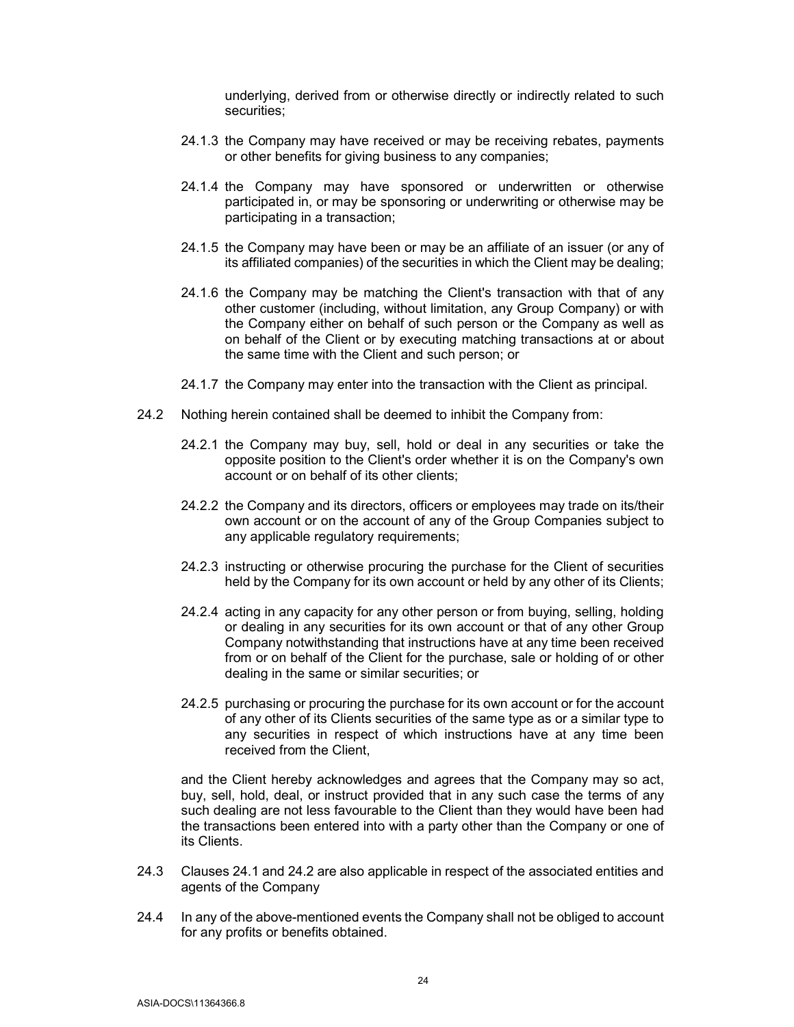underlying, derived from or otherwise directly or indirectly related to such securities;

24.1.3 the Company may have received or may be receiving rebates, payments or other benefits for giving business to any companies;

24.1.4 the Company may have sponsored or underwritten or otherwise participated in, or may be sponsoring or underwriting or otherwise may be participating in a transaction;

24.1.5 the Company may have been or may be an affiliate of an issuer (or any of its affiliated companies) of the securities in which the Client may be dealing;

24.1.6 the Company may be matching the Client's transaction with that of any other customer (including, without limitation, any Group Company) or with the Company either on behalf of such person or the Company as well as on behalf of the Client or by executing matching transactions at or about the same time with the Client and such person; or

24.1.7 the Company may enter into the transaction with the Client as principal.

24.2 Nothing herein contained shall be deemed to inhibit the Company from:

24.2.1 the Company may buy, sell, hold or deal in any securities or take the opposite position to the Client's order whether it is on the Company's own account or on behalf of its other clients;

24.2.2 the Company and its directors, officers or employees may trade on its/their own account or on the account of any of the Group Companies subject to any applicable regulatory requirements;

24.2.3 instructing or otherwise procuring the purchase for the Client of securities held by the Company for its own account or held by any other of its Clients;

24.2.4 acting in any capacity for any other person or from buying, selling, holding or dealing in any securities for its own account or that of any other Group Company notwithstanding that instructions have at any time been received from or on behalf of the Client for the purchase, sale or holding of or other dealing in the same or similar securities; or

24.2.5 purchasing or procuring the purchase for its own account or for the account of any other of its Clients securities of the same type as or a similar type to any securities in respect of which instructions have at any time been received from the Client,

and the Client hereby acknowledges and agrees that the Company may so act, buy, sell, hold, deal, or instruct provided that in any such case the terms of any such dealing are not less favourable to the Client than they would have been had the transactions been entered into with a party other than the Company or one of its Clients.

24.3 Clauses 24.1 and 24.2 are also applicable in respect of the associated entities and agents of the Company

24.4 In any of the above-mentioned events the Company shall not be obliged to account for any profits or benefits obtained.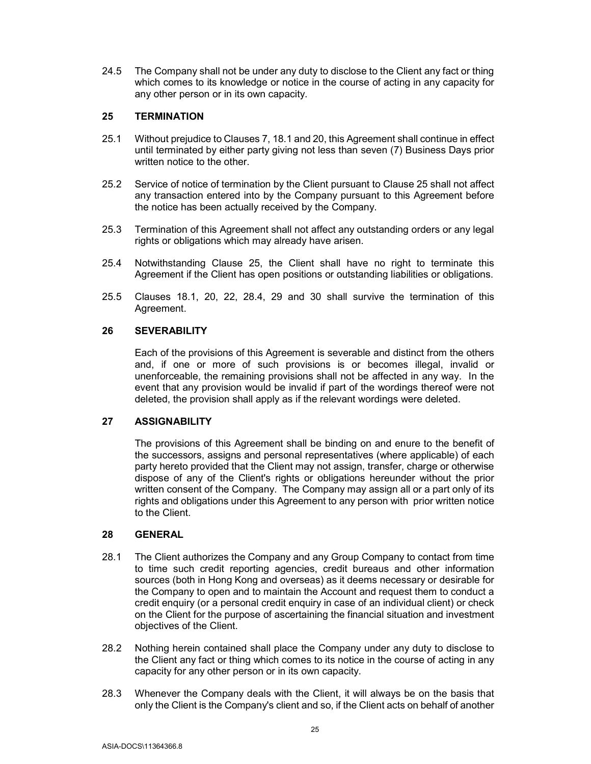24.5 The Company shall not be under any duty to disclose to the Client any fact or thing which comes to its knowledge or notice in the course of acting in any capacity for any other person or in its own capacity.

## 25 TERMINATION

25.1 Without prejudice to Clauses 7, 18.1 and 20, this Agreement shall continue in effect until terminated by either party giving not less than seven (7) Business Days prior written notice to the other.

25.2 Service of notice of termination by the Client pursuant to Clause 25 shall not affect any transaction entered into by the Company pursuant to this Agreement before the notice has been actually received by the Company.

25.3 Termination of this Agreement shall not affect any outstanding orders or any legal rights or obligations which may already have arisen.

25.4 Notwithstanding Clause 25, the Client shall have no right to terminate this Agreement if the Client has open positions or outstanding liabilities or obligations.

25.5 Clauses 18.1, 20, 22, 28.4, 29 and 30 shall survive the termination of this Agreement.

## 26 SEVERABILITY

Each of the provisions of this Agreement is severable and distinct from the others and, if one or more of such provisions is or becomes illegal, invalid or unenforceable, the remaining provisions shall not be affected in any way. In the event that any provision would be invalid if part of the wordings thereof were not deleted, the provision shall apply as if the relevant wordings were deleted.

## 27 ASSIGNABILITY

The provisions of this Agreement shall be binding on and enure to the benefit of the successors, assigns and personal representatives (where applicable) of each party hereto provided that the Client may not assign, transfer, charge or otherwise dispose of any of the Client's rights or obligations hereunder without the prior written consent of the Company. The Company may assign all or a part only of its rights and obligations under this Agreement to any person with prior written notice to the Client.

## 28 GENERAL

28.1 The Client authorizes the Company and any Group Company to contact from time to time such credit reporting agencies, credit bureaus and other information sources (both in Hong Kong and overseas) as it deems necessary or desirable for the Company to open and to maintain the Account and request them to conduct a credit enquiry (or a personal credit enquiry in case of an individual client) or check on the Client for the purpose of ascertaining the financial situation and investment objectives of the Client.

28.2 Nothing herein contained shall place the Company under any duty to disclose to the Client any fact or thing which comes to its notice in the course of acting in any capacity for any other person or in its own capacity.

28.3 Whenever the Company deals with the Client, it will always be on the basis that only the Client is the Company's client and so, if the Client acts on behalf of another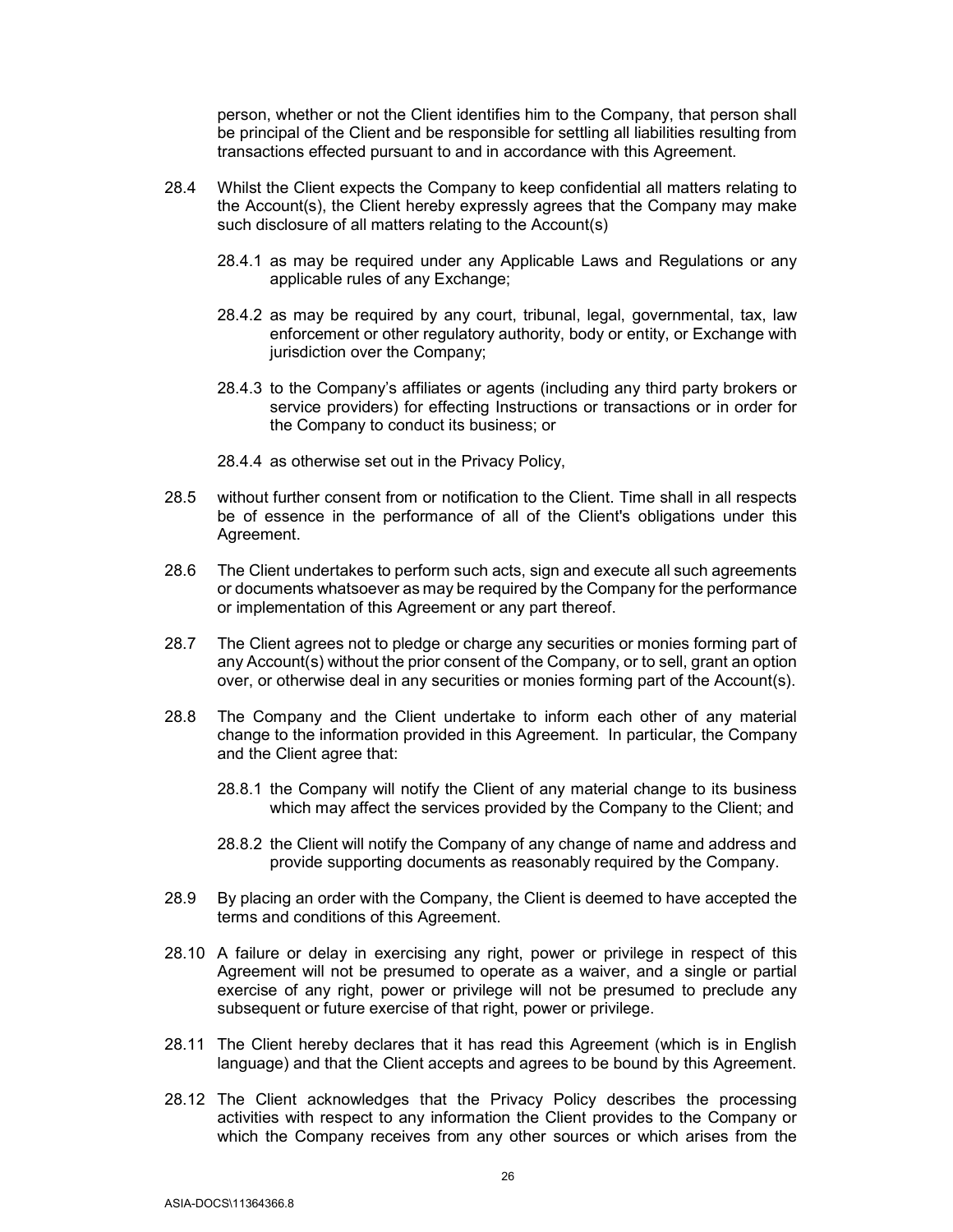person, whether or not the Client identifies him to the Company, that person shall be principal of the Client and be responsible for settling all liabilities resulting from transactions effected pursuant to and in accordance with this Agreement.

28.4 Whilst the Client expects the Company to keep confidential all matters relating to the Account(s), the Client hereby expressly agrees that the Company may make such disclosure of all matters relating to the Account(s)

28.4.1 as may be required under any Applicable Laws and Regulations or any applicable rules of any Exchange;

28.4.2 as may be required by any court, tribunal, legal, governmental, tax, law enforcement or other regulatory authority, body or entity, or Exchange with jurisdiction over the Company;

28.4.3 to the Company's affiliates or agents (including any third party brokers or service providers) for effecting Instructions or transactions or in order for the Company to conduct its business; or

28.4.4 as otherwise set out in the Privacy Policy,

28.5 without further consent from or notification to the Client. Time shall in all respects be of essence in the performance of all of the Client's obligations under this Agreement.

28.6 The Client undertakes to perform such acts, sign and execute all such agreements or documents whatsoever as may be required by the Company for the performance or implementation of this Agreement or any part thereof.

28.7 The Client agrees not to pledge or charge any securities or monies forming part of any Account(s) without the prior consent of the Company, or to sell, grant an option over, or otherwise deal in any securities or monies forming part of the Account(s).

28.8 The Company and the Client undertake to inform each other of any material change to the information provided in this Agreement. In particular, the Company and the Client agree that:

28.8.1 the Company will notify the Client of any material change to its business which may affect the services provided by the Company to the Client; and

28.8.2 the Client will notify the Company of any change of name and address and provide supporting documents as reasonably required by the Company.

28.9 By placing an order with the Company, the Client is deemed to have accepted the terms and conditions of this Agreement.

28.10 A failure or delay in exercising any right, power or privilege in respect of this Agreement will not be presumed to operate as a waiver, and a single or partial exercise of any right, power or privilege will not be presumed to preclude any subsequent or future exercise of that right, power or privilege.

28.11 The Client hereby declares that it has read this Agreement (which is in English language) and that the Client accepts and agrees to be bound by this Agreement.

28.12 The Client acknowledges that the Privacy Policy describes the processing activities with respect to any information the Client provides to the Company or which the Company receives from any other sources or which arises from the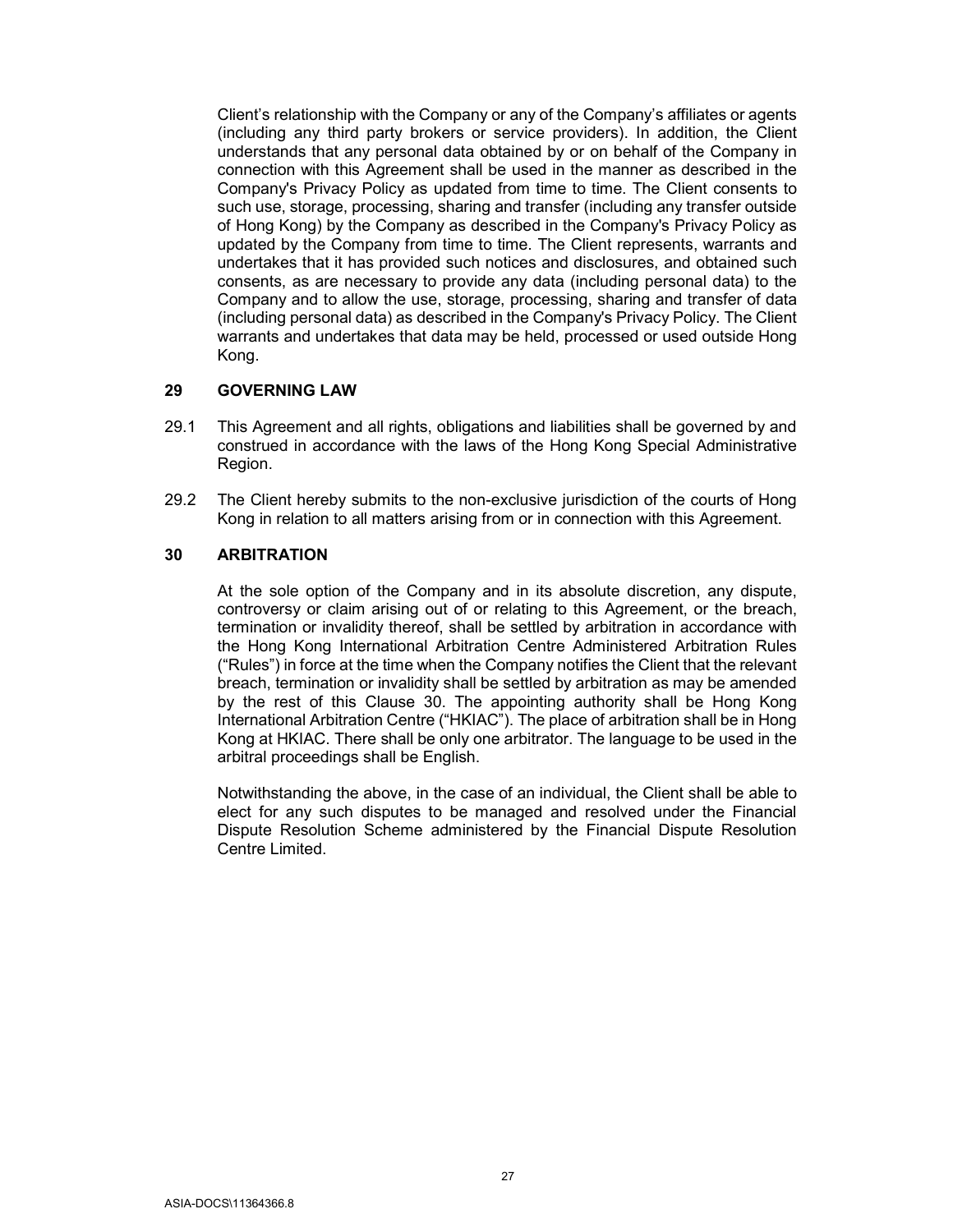Client's relationship with the Company or any of the Company's affiliates or agents (including any third party brokers or service providers). In addition, the Client understands that any personal data obtained by or on behalf of the Company in connection with this Agreement shall be used in the manner as described in the Company's Privacy Policy as updated from time to time. The Client consents to such use, storage, processing, sharing and transfer (including any transfer outside of Hong Kong) by the Company as described in the Company's Privacy Policy as updated by the Company from time to time. The Client represents, warrants and undertakes that it has provided such notices and disclosures, and obtained such consents, as are necessary to provide any data (including personal data) to the Company and to allow the use, storage, processing, sharing and transfer of data (including personal data) as described in the Company's Privacy Policy. The Client warrants and undertakes that data may be held, processed or used outside Hong Kong.

## 29 GOVERNING LAW

29.1 This Agreement and all rights, obligations and liabilities shall be governed by and construed in accordance with the laws of the Hong Kong Special Administrative Region.

29.2 The Client hereby submits to the non-exclusive jurisdiction of the courts of Hong Kong in relation to all matters arising from or in connection with this Agreement.

## 30 ARBITRATION

At the sole option of the Company and in its absolute discretion, any dispute, controversy or claim arising out of or relating to this Agreement, or the breach, termination or invalidity thereof, shall be settled by arbitration in accordance with the Hong Kong International Arbitration Centre Administered Arbitration Rules ("Rules") in force at the time when the Company notifies the Client that the relevant breach, termination or invalidity shall be settled by arbitration as may be amended by the rest of this Clause 30. The appointing authority shall be Hong Kong International Arbitration Centre ("HKIAC"). The place of arbitration shall be in Hong Kong at HKIAC. There shall be only one arbitrator. The language to be used in the arbitral proceedings shall be English.

Notwithstanding the above, in the case of an individual, the Client shall be able to elect for any such disputes to be managed and resolved under the Financial Dispute Resolution Scheme administered by the Financial Dispute Resolution Centre Limited.